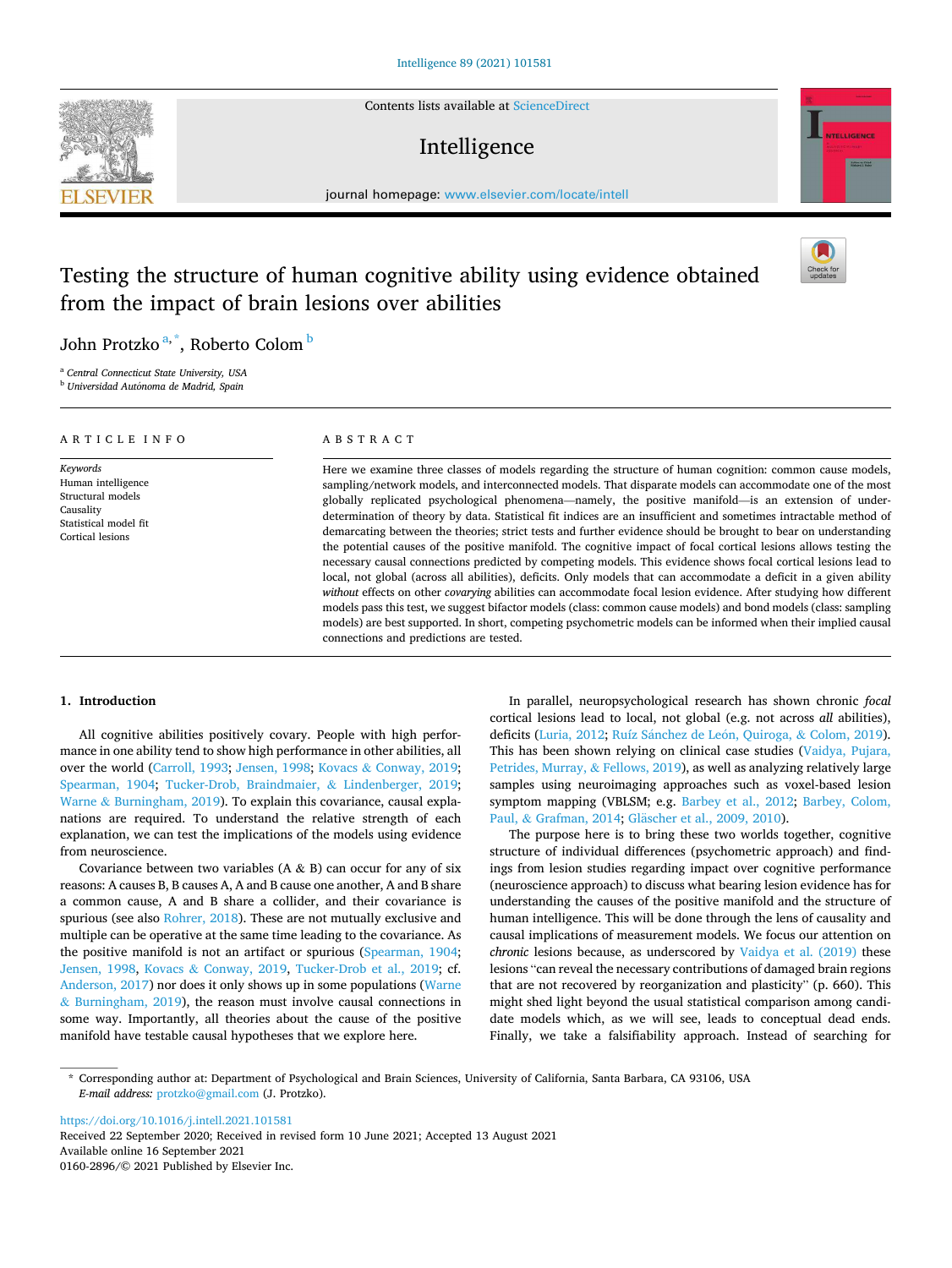# Testing the structure of human cognitive ability using evidence obtained from the impact of brain lesions over abilities

John Protzko [a,*], Roberto Colom [b]

[a] Central Connecticut State University, USA
[b] Universidad Autónoma de Madrid, Spain

## ARTICLE INFO

*Keywords*
Human intelligence
Structural models
Causality
Statistical model fit
Cortical lesions

## ABSTRACT

Here we examine three classes of models regarding the structure of human cognition: common cause models, sampling/network models, and interconnected models. That disparate models can accommodate one of the most globally replicated psychological phenomena—namely, the positive manifold—is an extension of underdetermination of theory by data. Statistical fit indices are an insufficient and sometimes intractable method of demarcating between the theories; strict tests and further evidence should be brought to bear on understanding the potential causes of the positive manifold. The cognitive impact of focal cortical lesions allows testing the necessary causal connections predicted by competing models. This evidence shows focal cortical lesions lead to local, not global (across all abilities), deficits. Only models that can accommodate a deficit in a given ability *without* effects on other *covarying* abilities can accommodate focal lesion evidence. After studying how different models pass this test, we suggest bifactor models (class: common cause models) and bond models (class: sampling models) are best supported. In short, competing psychometric models can be informed when their implied causal connections and predictions are tested.

## 1. Introduction

All cognitive abilities positively covary. People with high performance in one ability tend to show high performance in other abilities, all over the world (Carroll, 1993; Jensen, 1998; Kovacs & Conway, 2019; Spearman, 1904; Tucker-Drob, Braindmaier, & Lindenberger, 2019; Warne & Burningham, 2019). To explain this covariance, causal explanations are required. To understand the relative strength of each explanation, we can test the implications of the models using evidence from neuroscience.

Covariance between two variables (A & B) can occur for any of six reasons: A causes B, B causes A, A and B cause one another, A and B share a common cause, A and B share a collider, and their covariance is spurious (see also Rohrer, 2018). These are not mutually exclusive and multiple can be operative at the same time leading to the covariance. As the positive manifold is not an artifact or spurious (Spearman, 1904; Jensen, 1998, Kovacs & Conway, 2019, Tucker-Drob et al., 2019; cf. Anderson, 2017) nor does it only shows up in some populations (Warne & Burningham, 2019), the reason must involve causal connections in some way. Importantly, all theories about the cause of the positive manifold have testable causal hypotheses that we explore here.

In parallel, neuropsychological research has shown chronic *focal* cortical lesions lead to local, not global (e.g. not across *all* abilities), deficits (Luria, 2012; Ruíz Sánchez de León, Quiroga, & Colom, 2019). This has been shown relying on clinical case studies (Vaidya, Pujara, Petrides, Murray, & Fellows, 2019), as well as analyzing relatively large samples using neuroimaging approaches such as voxel-based lesion symptom mapping (VBLSM; e.g. Barbey et al., 2012; Barbey, Colom, Paul, & Grafman, 2014; Gläscher et al., 2009, 2010).

The purpose here is to bring these two worlds together, cognitive structure of individual differences (psychometric approach) and findings from lesion studies regarding impact over cognitive performance (neuroscience approach) to discuss what bearing lesion evidence has for understanding the causes of the positive manifold and the structure of human intelligence. This will be done through the lens of causality and causal implications of measurement models. We focus our attention on *chronic* lesions because, as underscored by Vaidya et al. (2019) these lesions "can reveal the necessary contributions of damaged brain regions that are not recovered by reorganization and plasticity" (p. 660). This might shed light beyond the usual statistical comparison among candidate models which, as we will see, leads to conceptual dead ends. Finally, we take a falsifiability approach. Instead of searching for

* Corresponding author at: Department of Psychological and Brain Sciences, University of California, Santa Barbara, CA 93106, USA
*E-mail address:* protzko@gmail.com (J. Protzko).

https://doi.org/10.1016/j.intell.2021.101581
Received 22 September 2020; Received in revised form 10 June 2021; Accepted 13 August 2021
Available online 16 September 2021
0160-2896/© 2021 Published by Elsevier Inc.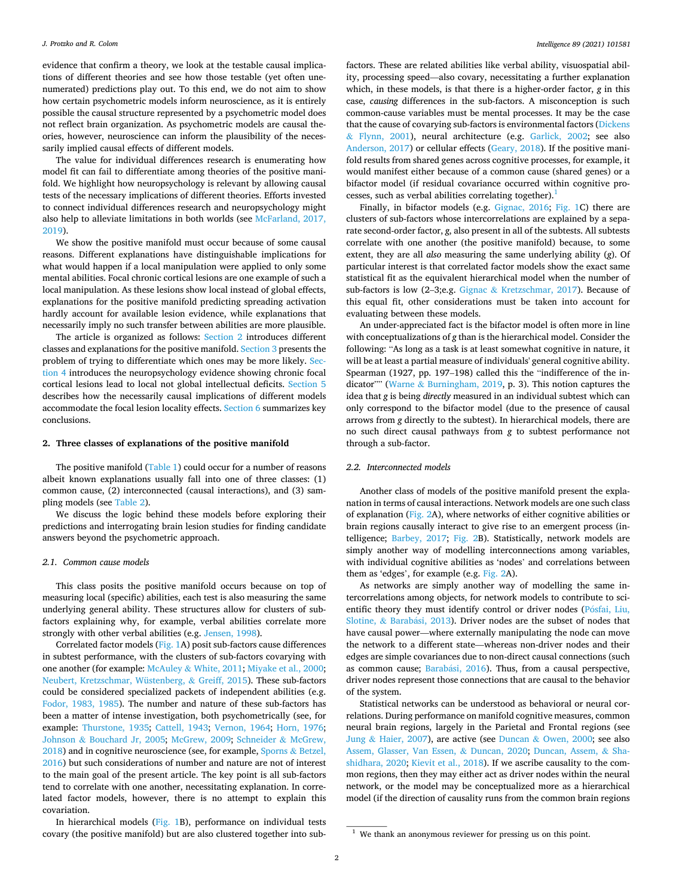evidence that confirm a theory, we look at the testable causal implications of different theories and see how those testable (yet often unenumerated) predictions play out. To this end, we do not aim to show how certain psychometric models inform neuroscience, as it is entirely possible the causal structure represented by a psychometric model does not reflect brain organization. As psychometric models are causal theories, however, neuroscience can inform the plausibility of the necessarily implied causal effects of different models.

The value for individual differences research is enumerating how model fit can fail to differentiate among theories of the positive manifold. We highlight how neuropsychology is relevant by allowing causal tests of the necessary implications of different theories. Efforts invested to connect individual differences research and neuropsychology might also help to alleviate limitations in both worlds (see McFarland, 2017, 2019).

We show the positive manifold must occur because of some causal reasons. Different explanations have distinguishable implications for what would happen if a local manipulation were applied to only some mental abilities. Focal chronic cortical lesions are one example of such a local manipulation. As these lesions show local instead of global effects, explanations for the positive manifold predicting spreading activation hardly account for available lesion evidence, while explanations that necessarily imply no such transfer between abilities are more plausible.

The article is organized as follows: Section 2 introduces different classes and explanations for the positive manifold. Section 3 presents the problem of trying to differentiate which ones may be more likely. Section 4 introduces the neuropsychology evidence showing chronic focal cortical lesions lead to local not global intellectual deficits. Section 5 describes how the necessarily causal implications of different models accommodate the focal lesion locality effects. Section 6 summarizes key conclusions.

## 2. Three classes of explanations of the positive manifold

The positive manifold (Table 1) could occur for a number of reasons albeit known explanations usually fall into one of three classes: (1) common cause, (2) interconnected (causal interactions), and (3) sampling models (see Table 2).

We discuss the logic behind these models before exploring their predictions and interrogating brain lesion studies for finding candidate answers beyond the psychometric approach.

### 2.1. Common cause models

This class posits the positive manifold occurs because on top of measuring local (specific) abilities, each test is also measuring the same underlying general ability. These structures allow for clusters of sub-factors explaining why, for example, verbal abilities correlate more strongly with other verbal abilities (e.g. Jensen, 1998).

Correlated factor models (Fig. 1A) posit sub-factors cause differences in subtest performance, with the clusters of sub-factors covarying with one another (for example: McAuley & White, 2011; Miyake et al., 2000; Neubert, Kretzschmar, Wüstenberg, & Greiff, 2015). These sub-factors could be considered specialized packets of independent abilities (e.g. Fodor, 1983, 1985). The number and nature of these sub-factors has been a matter of intense investigation, both psychometrically (see, for example: Thurstone, 1935; Cattell, 1943; Vernon, 1964; Horn, 1976; Johnson & Bouchard Jr, 2005; McGrew, 2009; Schneider & McGrew, 2018) and in cognitive neuroscience (see, for example, Sporns & Betzel, 2016) but such considerations of number and nature are not of interest to the main goal of the present article. The key point is all sub-factors tend to correlate with one another, necessitating explanation. In correlated factor models, however, there is no attempt to explain this covariation.

In hierarchical models (Fig. 1B), performance on individual tests covary (the positive manifold) but are also clustered together into sub-factors. These are related abilities like verbal ability, visuospatial ability, processing speed—also covary, necessitating a further explanation which, in these models, is that there is a higher-order factor, *g* in this case, *causing* differences in the sub-factors. A misconception is such common-cause variables must be mental processes. It may be the case that the cause of covarying sub-factors is environmental factors (Dickens & Flynn, 2001), neural architecture (e.g. Garlick, 2002; see also Anderson, 2017) or cellular effects (Geary, 2018). If the positive manifold results from shared genes across cognitive processes, for example, it would manifest either because of a common cause (shared genes) or a bifactor model (if residual covariance occurred within cognitive processes, such as verbal abilities correlating together).[1]

Finally, in bifactor models (e.g. Gignac, 2016; Fig. 1C) there are clusters of sub-factors whose intercorrelations are explained by a separate second-order factor, *g*, also present in all of the subtests. All subtests correlate with one another (the positive manifold) because, to some extent, they are all *also* measuring the same underlying ability (*g*). Of particular interest is that correlated factor models show the exact same statistical fit as the equivalent hierarchical model when the number of sub-factors is low (2–3;e.g. Gignac & Kretzschmar, 2017). Because of this equal fit, other considerations must be taken into account for evaluating between these models.

An under-appreciated fact is the bifactor model is often more in line with conceptualizations of *g* than is the hierarchical model. Consider the following: "As long as a task is at least somewhat cognitive in nature, it will be at least a partial measure of individuals' general cognitive ability. Spearman (1927, pp. 197–198) called this the "indifference of the indicator"" (Warne & Burningham, 2019, p. 3). This notion captures the idea that *g* is being *directly* measured in an individual subtest which can only correspond to the bifactor model (due to the presence of causal arrows from *g* directly to the subtest). In hierarchical models, there are no such direct causal pathways from *g* to subtest performance not through a sub-factor.

### 2.2. Interconnected models

Another class of models of the positive manifold present the explanation in terms of causal interactions. Network models are one such class of explanation (Fig. 2A), where networks of either cognitive abilities or brain regions causally interact to give rise to an emergent process (intelligence; Barbey, 2017; Fig. 2B). Statistically, network models are simply another way of modelling interconnections among variables, with individual cognitive abilities as 'nodes' and correlations between them as 'edges', for example (e.g. Fig. 2A).

As networks are simply another way of modelling the same intercorrelations among objects, for network models to contribute to scientific theory they must identify control or driver nodes (Pósfai, Liu, Slotine, & Barabási, 2013). Driver nodes are the subset of nodes that have causal power—where externally manipulating the node can move the network to a different state—whereas non-driver nodes and their edges are simple covariances due to non-direct causal connections (such as common cause; Barabási, 2016). Thus, from a causal perspective, driver nodes represent those connections that are causal to the behavior of the system.

Statistical networks can be understood as behavioral or neural correlations. During performance on manifold cognitive measures, common neural brain regions, largely in the Parietal and Frontal regions (see Jung & Haier, 2007), are active (see Duncan & Owen, 2000; see also Assem, Glasser, Van Essen, & Duncan, 2020; Duncan, Assem, & Shashidhara, 2020; Kievit et al., 2018). If we ascribe causality to the common regions, then they may either act as driver nodes within the neural network, or the model may be conceptualized more as a hierarchical model (if the direction of causality runs from the common brain regions

[1] We thank an anonymous reviewer for pressing us on this point.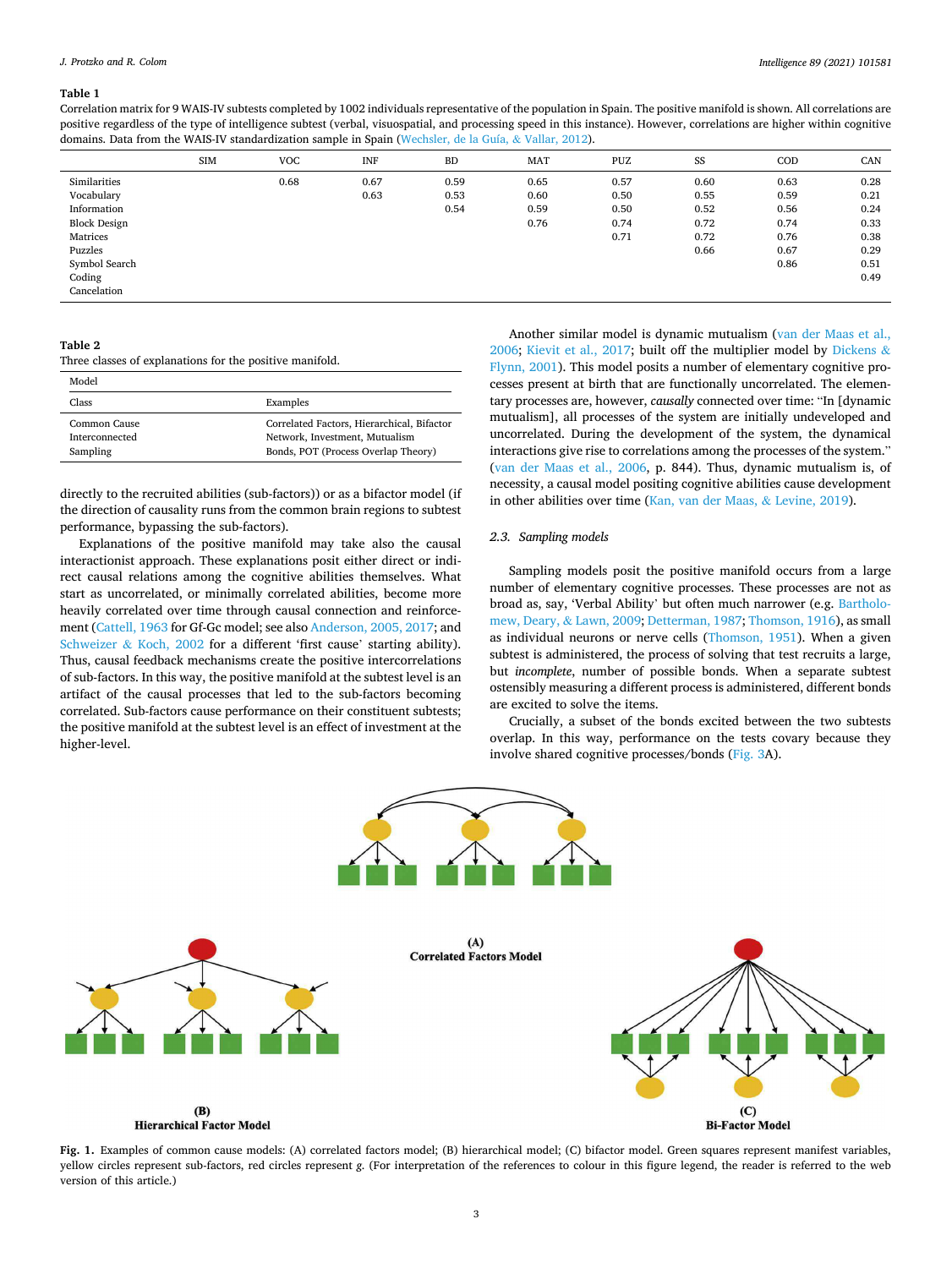**Table 1**

Correlation matrix for 9 WAIS-IV subtests completed by 1002 individuals representative of the population in Spain. The positive manifold is shown. All correlations are positive regardless of the type of intelligence subtest (verbal, visuospatial, and processing speed in this instance). However, correlations are higher within cognitive domains. Data from the WAIS-IV standardization sample in Spain (Wechsler, de la Guía, & Vallar, 2012).

| | SIM | VOC | INF | BD | MAT | PUZ | SS | COD | CAN |
|---|---|---|---|---|---|---|---|---|---|
| Similarities | | 0.68 | 0.67 | 0.59 | 0.65 | 0.57 | 0.60 | 0.63 | 0.28 |
| Vocabulary | | | 0.63 | 0.53 | 0.60 | 0.50 | 0.55 | 0.59 | 0.21 |
| Information | | | | 0.54 | 0.59 | 0.50 | 0.52 | 0.56 | 0.24 |
| Block Design | | | | | 0.76 | 0.74 | 0.72 | 0.74 | 0.33 |
| Matrices | | | | | | 0.71 | 0.72 | 0.76 | 0.38 |
| Puzzles | | | | | | | 0.66 | 0.67 | 0.29 |
| Symbol Search | | | | | | | | 0.86 | 0.51 |
| Coding | | | | | | | | | 0.49 |
| Cancelation | | | | | | | | | |

**Table 2**

Three classes of explanations for the positive manifold.

| Model | |
|---|---|
| Class | Examples |
| Common Cause | Correlated Factors, Hierarchical, Bifactor |
| Interconnected | Network, Investment, Mutualism |
| Sampling | Bonds, POT (Process Overlap Theory) |

directly to the recruited abilities (sub-factors)) or as a bifactor model (if the direction of causality runs from the common brain regions to subtest performance, bypassing the sub-factors).

Explanations of the positive manifold may take also the causal interactionist approach. These explanations posit either direct or indirect causal relations among the cognitive abilities themselves. What start as uncorrelated, or minimally correlated abilities, become more heavily correlated over time through causal connection and reinforcement (Cattell, 1963 for Gf-Gc model; see also Anderson, 2005, 2017; and Schweizer & Koch, 2002 for a different 'first cause' starting ability). Thus, causal feedback mechanisms create the positive intercorrelations of sub-factors. In this way, the positive manifold at the subtest level is an artifact of the causal processes that led to the sub-factors becoming correlated. Sub-factors cause performance on their constituent subtests; the positive manifold at the subtest level is an effect of investment at the higher-level.

Another similar model is dynamic mutualism (van der Maas et al., 2006; Kievit et al., 2017; built off the multiplier model by Dickens & Flynn, 2001). This model posits a number of elementary cognitive processes present at birth that are functionally uncorrelated. The elementary processes are, however, *causally* connected over time: "In [dynamic mutualism], all processes of the system are initially undeveloped and uncorrelated. During the development of the system, the dynamical interactions give rise to correlations among the processes of the system." (van der Maas et al., 2006, p. 844). Thus, dynamic mutualism is, of necessity, a causal model positing cognitive abilities cause development in other abilities over time (Kan, van der Maas, & Levine, 2019).

### 2.3. Sampling models

Sampling models posit the positive manifold occurs from a large number of elementary cognitive processes. These processes are not as broad as, say, 'Verbal Ability' but often much narrower (e.g. Bartholomew, Deary, & Lawn, 2009; Detterman, 1987; Thomson, 1916), as small as individual neurons or nerve cells (Thomson, 1951). When a given subtest is administered, the process of solving that test recruits a large, but *incomplete*, number of possible bonds. When a separate subtest ostensibly measuring a different process is administered, different bonds are excited to solve the items.

Crucially, a subset of the bonds excited between the two subtests overlap. In this way, performance on the tests covary because they involve shared cognitive processes/bonds (Fig. 3A).

(A)
Correlated Factors Model

(B)
Hierarchical Factor Model

(C)
Bi-Factor Model

**Fig. 1.** Examples of common cause models: (A) correlated factors model; (B) hierarchical model; (C) bifactor model. Green squares represent manifest variables, yellow circles represent sub-factors, red circles represent *g*. (For interpretation of the references to colour in this figure legend, the reader is referred to the web version of this article.)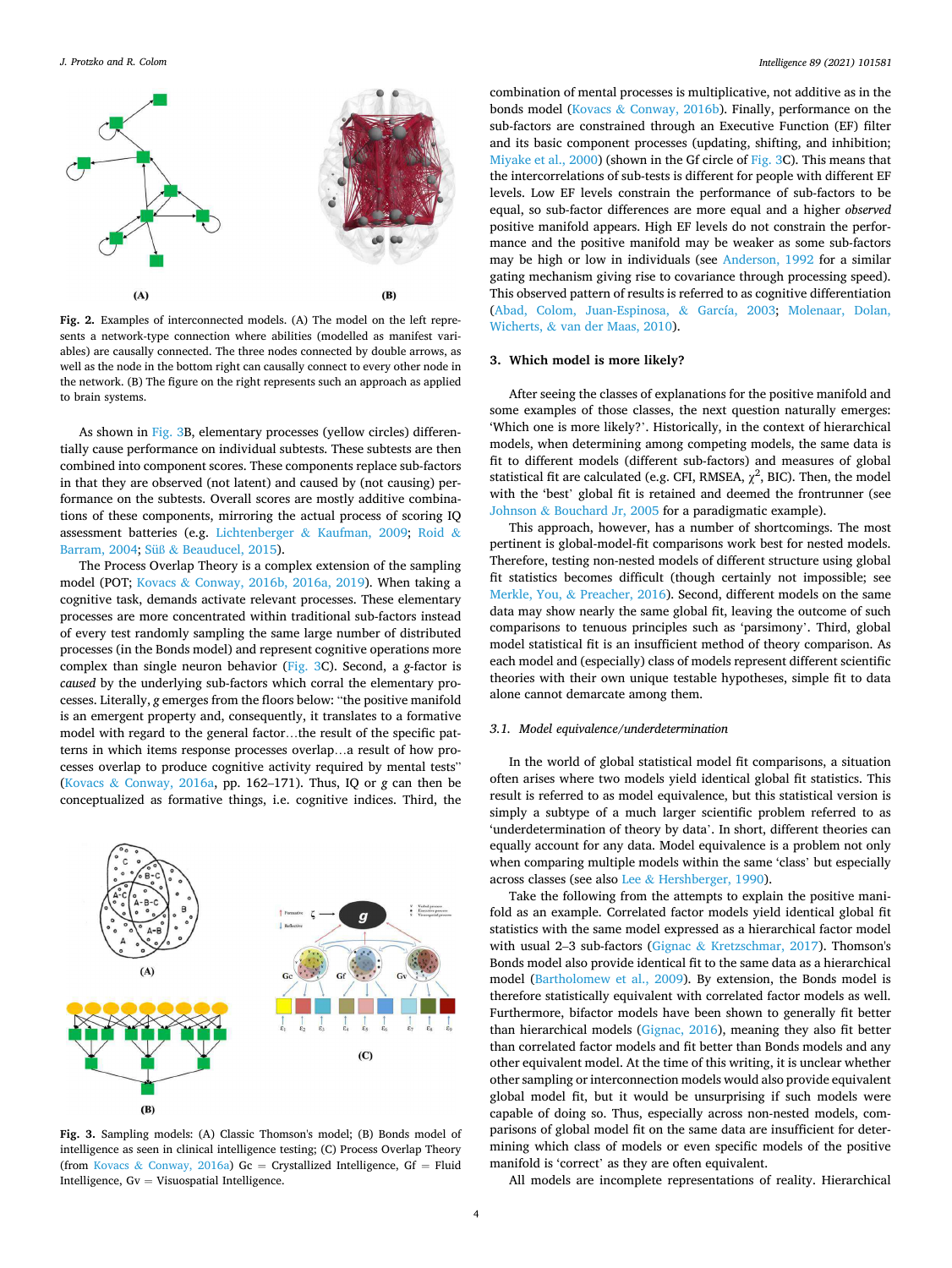(A)

(B)

Fig. 2. Examples of interconnected models. (A) The model on the left represents a network-type connection where abilities (modelled as manifest variables) are causally connected. The three nodes connected by double arrows, as well as the node in the bottom right can causally connect to every other node in the network. (B) The figure on the right represents such an approach as applied to brain systems.

As shown in Fig. 3B, elementary processes (yellow circles) differentially cause performance on individual subtests. These subtests are then combined into component scores. These components replace sub-factors in that they are observed (not latent) and caused by (not causing) performance on the subtests. Overall scores are mostly additive combinations of these components, mirroring the actual process of scoring IQ assessment batteries (e.g. Lichtenberger & Kaufman, 2009; Roid & Barram, 2004; Süß & Beauducel, 2015).

The Process Overlap Theory is a complex extension of the sampling model (POT; Kovacs & Conway, 2016b, 2016a, 2019). When taking a cognitive task, demands activate relevant processes. These elementary processes are more concentrated within traditional sub-factors instead of every test randomly sampling the same large number of distributed processes (in the Bonds model) and represent cognitive operations more complex than single neuron behavior (Fig. 3C). Second, a *g*-factor is *caused* by the underlying sub-factors which corral the elementary processes. Literally, *g* emerges from the floors below: "the positive manifold is an emergent property and, consequently, it translates to a formative model with regard to the general factor…the result of the specific patterns in which items response processes overlap…a result of how processes overlap to produce cognitive activity required by mental tests" (Kovacs & Conway, 2016a, pp. 162–171). Thus, IQ or *g* can then be conceptualized as formative things, i.e. cognitive indices. Third, the combination of mental processes is multiplicative, not additive as in the bonds model (Kovacs & Conway, 2016b). Finally, performance on the sub-factors are constrained through an Executive Function (EF) filter and its basic component processes (updating, shifting, and inhibition; Miyake et al., 2000) (shown in the Gf circle of Fig. 3C). This means that the intercorrelations of sub-tests is different for people with different EF levels. Low EF levels constrain the performance of sub-factors to be equal, so sub-factor differences are more equal and a higher *observed* positive manifold appears. High EF levels do not constrain the performance and the positive manifold may be weaker as some sub-factors may be high or low in individuals (see Anderson, 1992 for a similar gating mechanism giving rise to covariance through processing speed). This observed pattern of results is referred to as cognitive differentiation (Abad, Colom, Juan-Espinosa, & García, 2003; Molenaar, Dolan, Wicherts, & van der Maas, 2010).

(A)

(B)

(C)

Fig. 3. Sampling models: (A) Classic Thomson's model; (B) Bonds model of intelligence as seen in clinical intelligence testing; (C) Process Overlap Theory (from Kovacs & Conway, 2016a) Gc = Crystallized Intelligence, Gf = Fluid Intelligence, Gv = Visuospatial Intelligence.

## 3. Which model is more likely?

After seeing the classes of explanations for the positive manifold and some examples of those classes, the next question naturally emerges: 'Which one is more likely?'. Historically, in the context of hierarchical models, when determining among competing models, the same data is fit to different models (different sub-factors) and measures of global statistical fit are calculated (e.g. CFI, RMSEA, $\chi^2$, BIC). Then, the model with the 'best' global fit is retained and deemed the frontrunner (see Johnson & Bouchard Jr, 2005 for a paradigmatic example).

This approach, however, has a number of shortcomings. The most pertinent is global-model-fit comparisons work best for nested models. Therefore, testing non-nested models of different structure using global fit statistics becomes difficult (though certainly not impossible; see Merkle, You, & Preacher, 2016). Second, different models on the same data may show nearly the same global fit, leaving the outcome of such comparisons to tenuous principles such as 'parsimony'. Third, global model statistical fit is an insufficient method of theory comparison. As each model and (especially) class of models represent different scientific theories with their own unique testable hypotheses, simple fit to data alone cannot demarcate among them.

### 3.1. Model equivalence/underdetermination

In the world of global statistical model fit comparisons, a situation often arises where two models yield identical global fit statistics. This result is referred to as model equivalence, but this statistical version is simply a subtype of a much larger scientific problem referred to as 'underdetermination of theory by data'. In short, different theories can equally account for any data. Model equivalence is a problem not only when comparing multiple models within the same 'class' but especially across classes (see also Lee & Hershberger, 1990).

Take the following from the attempts to explain the positive manifold as an example. Correlated factor models yield identical global fit statistics with the same model expressed as a hierarchical factor model with usual 2–3 sub-factors (Gignac & Kretzschmar, 2017). Thomson's Bonds model also provide identical fit to the same data as a hierarchical model (Bartholomew et al., 2009). By extension, the Bonds model is therefore statistically equivalent with correlated factor models as well. Furthermore, bifactor models have been shown to generally fit better than hierarchical models (Gignac, 2016), meaning they also fit better than correlated factor models and fit better than Bonds models and any other equivalent model. At the time of this writing, it is unclear whether other sampling or interconnection models would also provide equivalent global model fit, but it would be unsurprising if such models were capable of doing so. Thus, especially across non-nested models, comparisons of global model fit on the same data are insufficient for determining which class of models or even specific models of the positive manifold is 'correct' as they are often equivalent.

All models are incomplete representations of reality. Hierarchical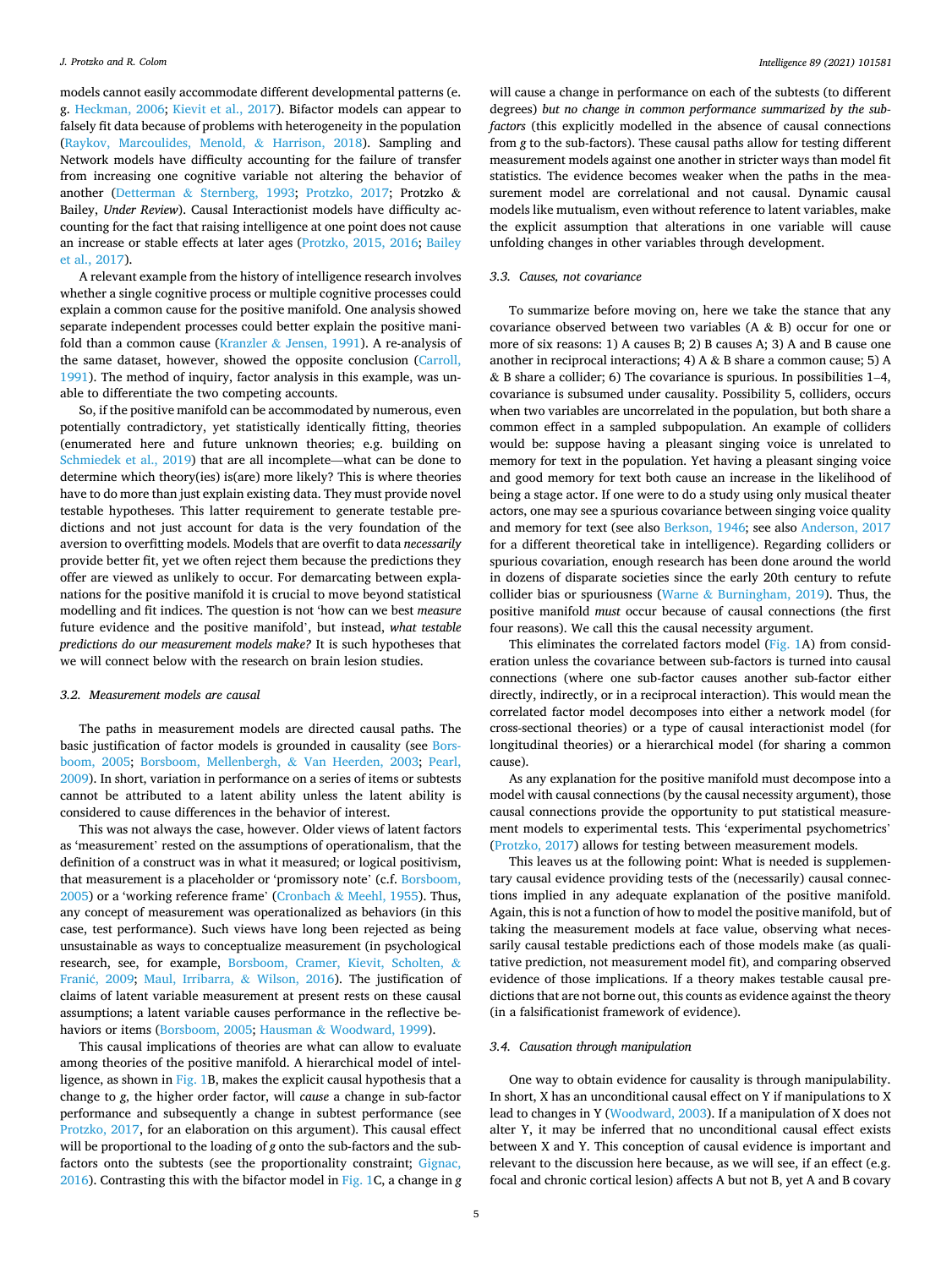models cannot easily accommodate different developmental patterns (e.g. Heckman, 2006; Kievit et al., 2017). Bifactor models can appear to falsely fit data because of problems with heterogeneity in the population (Raykov, Marcoulides, Menold, & Harrison, 2018). Sampling and Network models have difficulty accounting for the failure of transfer from increasing one cognitive variable not altering the behavior of another (Detterman & Sternberg, 1993; Protzko, 2017; Protzko & Bailey, *Under Review*). Causal Interactionist models have difficulty accounting for the fact that raising intelligence at one point does not cause an increase or stable effects at later ages (Protzko, 2015, 2016; Bailey et al., 2017).

A relevant example from the history of intelligence research involves whether a single cognitive process or multiple cognitive processes could explain a common cause for the positive manifold. One analysis showed separate independent processes could better explain the positive manifold than a common cause (Kranzler & Jensen, 1991). A re-analysis of the same dataset, however, showed the opposite conclusion (Carroll, 1991). The method of inquiry, factor analysis in this example, was unable to differentiate the two competing accounts.

So, if the positive manifold can be accommodated by numerous, even potentially contradictory, yet statistically identically fitting, theories (enumerated here and future unknown theories; e.g. building on Schmiedek et al., 2019) that are all incomplete—what can be done to determine which theory(ies) is(are) more likely? This is where theories have to do more than just explain existing data. They must provide novel testable hypotheses. This latter requirement to generate testable predictions and not just account for data is the very foundation of the aversion to overfitting models. Models that are overfit to data *necessarily* provide better fit, yet we often reject them because the predictions they offer are viewed as unlikely to occur. For demarcating between explanations for the positive manifold it is crucial to move beyond statistical modelling and fit indices. The question is not 'how can we best *measure* future evidence and the positive manifold', but instead, *what testable predictions do our measurement models make?* It is such hypotheses that we will connect below with the research on brain lesion studies.

### 3.2. Measurement models are causal

The paths in measurement models are directed causal paths. The basic justification of factor models is grounded in causality (see Borsboom, 2005; Borsboom, Mellenbergh, & Van Heerden, 2003; Pearl, 2009). In short, variation in performance on a series of items or subtests cannot be attributed to a latent ability unless the latent ability is considered to cause differences in the behavior of interest.

This was not always the case, however. Older views of latent factors as 'measurement' rested on the assumptions of operationalism, that the definition of a construct was in what it measured; or logical positivism, that measurement is a placeholder or 'promissory note' (c.f. Borsboom, 2005) or a 'working reference frame' (Cronbach & Meehl, 1955). Thus, any concept of measurement was operationalized as behaviors (in this case, test performance). Such views have long been rejected as being unsustainable as ways to conceptualize measurement (in psychological research, see, for example, Borsboom, Cramer, Kievit, Scholten, & Franić, 2009; Maul, Irribarra, & Wilson, 2016). The justification of claims of latent variable measurement at present rests on these causal assumptions; a latent variable causes performance in the reflective behaviors or items (Borsboom, 2005; Hausman & Woodward, 1999).

This causal implications of theories are what can allow to evaluate among theories of the positive manifold. A hierarchical model of intelligence, as shown in Fig. 1B, makes the explicit causal hypothesis that a change to *g*, the higher order factor, will *cause* a change in sub-factor performance and subsequently a change in subtest performance (see Protzko, 2017, for an elaboration on this argument). This causal effect will be proportional to the loading of *g* onto the sub-factors and the subfactors onto the subtests (see the proportionality constraint; Gignac, 2016). Contrasting this with the bifactor model in Fig. 1C, a change in *g* will cause a change in performance on each of the subtests (to different degrees) *but no change in common performance summarized by the subfactors* (this explicitly modelled in the absence of causal connections from *g* to the sub-factors). These causal paths allow for testing different measurement models against one another in stricter ways than model fit statistics. The evidence becomes weaker when the paths in the measurement model are correlational and not causal. Dynamic causal models like mutualism, even without reference to latent variables, make the explicit assumption that alterations in one variable will cause unfolding changes in other variables through development.

### 3.3. Causes, not covariance

To summarize before moving on, here we take the stance that any covariance observed between two variables (A & B) occur for one or more of six reasons: 1) A causes B; 2) B causes A; 3) A and B cause one another in reciprocal interactions; 4) A & B share a common cause; 5) A & B share a collider; 6) The covariance is spurious. In possibilities 1–4, covariance is subsumed under causality. Possibility 5, colliders, occurs when two variables are uncorrelated in the population, but both share a common effect in a sampled subpopulation. An example of colliders would be: suppose having a pleasant singing voice is unrelated to memory for text in the population. Yet having a pleasant singing voice and good memory for text both cause an increase in the likelihood of being a stage actor. If one were to do a study using only musical theater actors, one may see a spurious covariance between singing voice quality and memory for text (see also Berkson, 1946; see also Anderson, 2017 for a different theoretical take in intelligence). Regarding colliders or spurious covariation, enough research has been done around the world in dozens of disparate societies since the early 20th century to refute collider bias or spuriousness (Warne & Burningham, 2019). Thus, the positive manifold *must* occur because of causal connections (the first four reasons). We call this the causal necessity argument.

This eliminates the correlated factors model (Fig. 1A) from consideration unless the covariance between sub-factors is turned into causal connections (where one sub-factor causes another sub-factor either directly, indirectly, or in a reciprocal interaction). This would mean the correlated factor model decomposes into either a network model (for cross-sectional theories) or a type of causal interactionist model (for longitudinal theories) or a hierarchical model (for sharing a common cause).

As any explanation for the positive manifold must decompose into a model with causal connections (by the causal necessity argument), those causal connections provide the opportunity to put statistical measurement models to experimental tests. This 'experimental psychometrics' (Protzko, 2017) allows for testing between measurement models.

This leaves us at the following point: What is needed is supplementary causal evidence providing tests of the (necessarily) causal connections implied in any adequate explanation of the positive manifold. Again, this is not a function of how to model the positive manifold, but of taking the measurement models at face value, observing what necessarily causal testable predictions each of those models make (as qualitative prediction, not measurement model fit), and comparing observed evidence of those implications. If a theory makes testable causal predictions that are not borne out, this counts as evidence against the theory (in a falsificationist framework of evidence).

### 3.4. Causation through manipulation

One way to obtain evidence for causality is through manipulability. In short, X has an unconditional causal effect on Y if manipulations to X lead to changes in Y (Woodward, 2003). If a manipulation of X does not alter Y, it may be inferred that no unconditional causal effect exists between X and Y. This conception of causal evidence is important and relevant to the discussion here because, as we will see, if an effect (e.g. focal and chronic cortical lesion) affects A but not B, yet A and B covary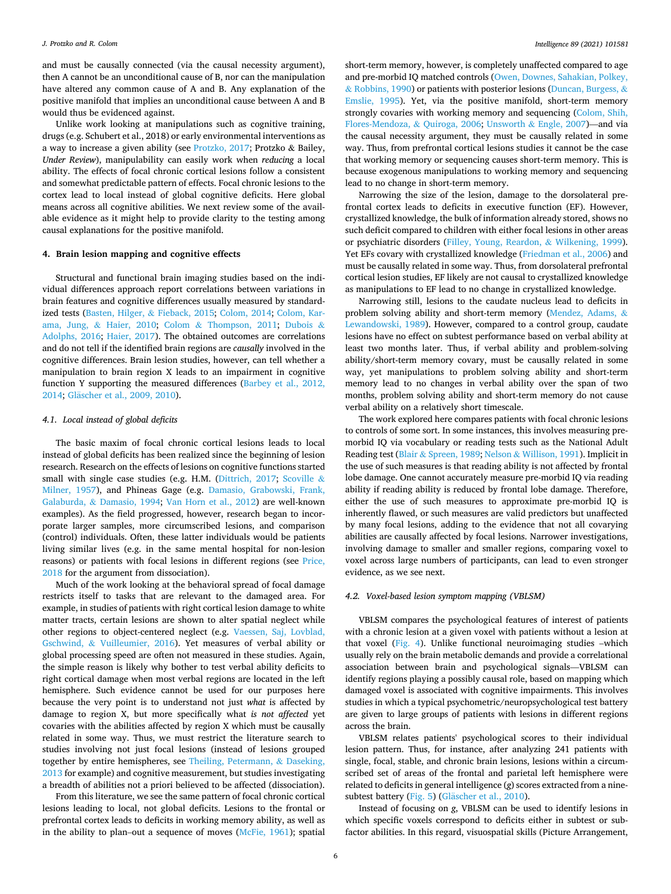and must be causally connected (via the causal necessity argument), then A cannot be an unconditional cause of B, nor can the manipulation have altered any common cause of A and B. Any explanation of the positive manifold that implies an unconditional cause between A and B would thus be evidenced against.

Unlike work looking at manipulations such as cognitive training, drugs (e.g. Schubert et al., 2018) or early environmental interventions as a way to increase a given ability (see Protzko, 2017; Protzko & Bailey, *Under Review*), manipulability can easily work when *reducing* a local ability. The effects of focal chronic cortical lesions follow a consistent and somewhat predictable pattern of effects. Focal chronic lesions to the cortex lead to local instead of global cognitive deficits. Here global means across all cognitive abilities. We next review some of the available evidence as it might help to provide clarity to the testing among causal explanations for the positive manifold.

## 4. Brain lesion mapping and cognitive effects

Structural and functional brain imaging studies based on the individual differences approach report correlations between variations in brain features and cognitive differences usually measured by standardized tests (Basten, Hilger, & Fiebach, 2015; Colom, 2014; Colom, Karama, Jung, & Haier, 2010; Colom & Thompson, 2011; Dubois & Adolphs, 2016; Haier, 2017). The obtained outcomes are correlations and do not tell if the identified brain regions are *causally* involved in the cognitive differences. Brain lesion studies, however, can tell whether a manipulation to brain region X leads to an impairment in cognitive function Y supporting the measured differences (Barbey et al., 2012, 2014; Gläscher et al., 2009, 2010).

### 4.1. Local instead of global deficits

The basic maxim of focal chronic cortical lesions leads to local instead of global deficits has been realized since the beginning of lesion research. Research on the effects of lesions on cognitive functions started small with single case studies (e.g. H.M. (Dittrich, 2017; Scoville & Milner, 1957), and Phineas Gage (e.g. Damasio, Grabowski, Frank, Galaburda, & Damasio, 1994; Van Horn et al., 2012) are well-known examples). As the field progressed, however, research began to incorporate larger samples, more circumscribed lesions, and comparison (control) individuals. Often, these latter individuals would be patients living similar lives (e.g. in the same mental hospital for non-lesion reasons) or patients with focal lesions in different regions (see Price, 2018 for the argument from dissociation).

Much of the work looking at the behavioral spread of focal damage restricts itself to tasks that are relevant to the damaged area. For example, in studies of patients with right cortical lesion damage to white matter tracts, certain lesions are shown to alter spatial neglect while other regions to object-centered neglect (e.g. Vaessen, Saj, Lovblad, Gschwind, & Vuilleumier, 2016). Yet measures of verbal ability or global processing speed are often not measured in these studies. Again, the simple reason is likely why bother to test verbal ability deficits to right cortical damage when most verbal regions are located in the left hemisphere. Such evidence cannot be used for our purposes here because the very point is to understand not just *what* is affected by damage to region X, but more specifically what *is not affected* yet covaries with the abilities affected by region X which must be causally related in some way. Thus, we must restrict the literature search to studies involving not just focal lesions (instead of lesions grouped together by entire hemispheres, see Theiling, Petermann, & Daseking, 2013 for example) and cognitive measurement, but studies investigating a breadth of abilities not a priori believed to be affected (dissociation).

From this literature, we see the same pattern of focal chronic cortical lesions leading to local, not global deficits. Lesions to the frontal or prefrontal cortex leads to deficits in working memory ability, as well as in the ability to plan–out a sequence of moves (McFie, 1961); spatial short-term memory, however, is completely unaffected compared to age and pre-morbid IQ matched controls (Owen, Downes, Sahakian, Polkey, & Robbins, 1990) or patients with posterior lesions (Duncan, Burgess, & Emslie, 1995). Yet, via the positive manifold, short-term memory strongly covaries with working memory and sequencing (Colom, Shih, Flores-Mendoza, & Quiroga, 2006; Unsworth & Engle, 2007)—and via the causal necessity argument, they must be causally related in some way. Thus, from prefrontal cortical lesions studies it cannot be the case that working memory or sequencing causes short-term memory. This is because exogenous manipulations to working memory and sequencing lead to no change in short-term memory.

Narrowing the size of the lesion, damage to the dorsolateral prefrontal cortex leads to deficits in executive function (EF). However, crystallized knowledge, the bulk of information already stored, shows no such deficit compared to children with either focal lesions in other areas or psychiatric disorders (Filley, Young, Reardon, & Wilkening, 1999). Yet EFs covary with crystallized knowledge (Friedman et al., 2006) and must be causally related in some way. Thus, from dorsolateral prefrontal cortical lesion studies, EF likely are not causal to crystallized knowledge as manipulations to EF lead to no change in crystallized knowledge.

Narrowing still, lesions to the caudate nucleus lead to deficits in problem solving ability and short-term memory (Mendez, Adams, & Lewandowski, 1989). However, compared to a control group, caudate lesions have no effect on subtest performance based on verbal ability at least two months later. Thus, if verbal ability and problem-solving ability/short-term memory covary, must be causally related in some way, yet manipulations to problem solving ability and short-term memory lead to no changes in verbal ability over the span of two months, problem solving ability and short-term memory do not cause verbal ability on a relatively short timescale.

The work explored here compares patients with focal chronic lesions to controls of some sort. In some instances, this involves measuring pre-morbid IQ via vocabulary or reading tests such as the National Adult Reading test (Blair & Spreen, 1989; Nelson & Willison, 1991). Implicit in the use of such measures is that reading ability is not affected by frontal lobe damage. One cannot accurately measure pre-morbid IQ via reading ability if reading ability is reduced by frontal lobe damage. Therefore, either the use of such measures to approximate pre-morbid IQ is inherently flawed, or such measures are valid predictors but unaffected by many focal lesions, adding to the evidence that not all covarying abilities are causally affected by focal lesions. Narrower investigations, involving damage to smaller and smaller regions, comparing voxel to voxel across large numbers of participants, can lead to even stronger evidence, as we see next.

### 4.2. Voxel-based lesion symptom mapping (VBLSM)

VBLSM compares the psychological features of interest of patients with a chronic lesion at a given voxel with patients without a lesion at that voxel (Fig. 4). Unlike functional neuroimaging studies –which usually rely on the brain metabolic demands and provide a correlational association between brain and psychological signals—VBLSM can identify regions playing a possibly causal role, based on mapping which damaged voxel is associated with cognitive impairments. This involves studies in which a typical psychometric/neuropsychological test battery are given to large groups of patients with lesions in different regions across the brain.

VBLSM relates patients' psychological scores to their individual lesion pattern. Thus, for instance, after analyzing 241 patients with single, focal, stable, and chronic brain lesions, lesions within a circumscribed set of areas of the frontal and parietal left hemisphere were related to deficits in general intelligence (*g*) scores extracted from a nine-subtest battery (Fig. 5) (Gläscher et al., 2010).

Instead of focusing on *g*, VBLSM can be used to identify lesions in which specific voxels correspond to deficits either in subtest or subfactor abilities. In this regard, visuospatial skills (Picture Arrangement,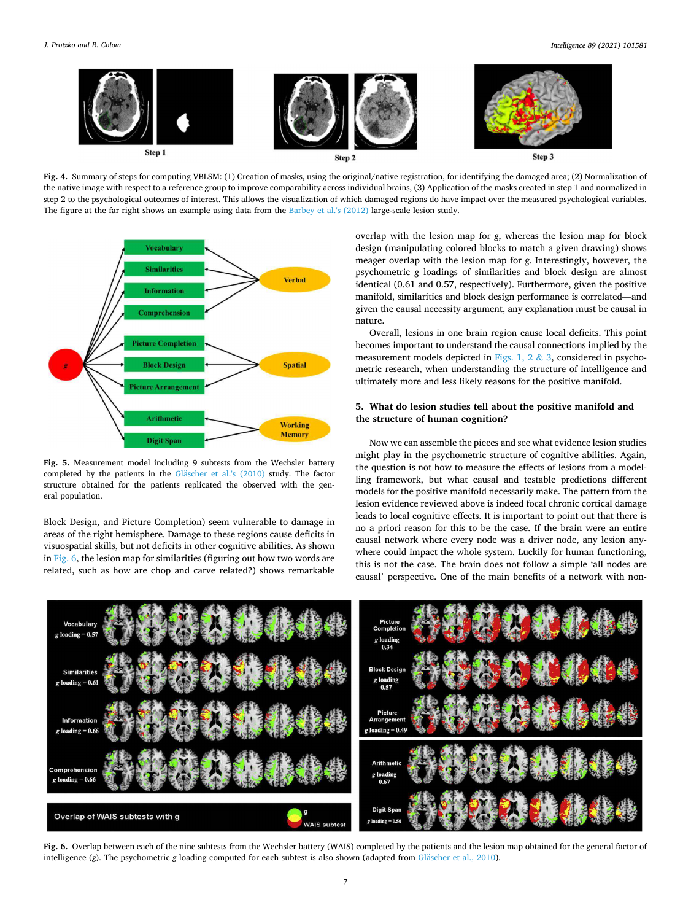Step 1

Step 2

Step 3

**Fig. 4.** Summary of steps for computing VBLSM: (1) Creation of masks, using the original/native registration, for identifying the damaged area; (2) Normalization of the native image with respect to a reference group to improve comparability across individual brains, (3) Application of the masks created in step 1 and normalized in step 2 to the psychological outcomes of interest. This allows the visualization of which damaged regions do have impact over the measured psychological variables. The figure at the far right shows an example using data from the Barbey et al.'s (2012) large-scale lesion study.

Vocabulary
Similarities
Information
Comprehension
Picture Completion
Block Design
Picture Arrangement
Arithmetic
Digit Span
g
Verbal
Spatial
Working Memory

**Fig. 5.** Measurement model including 9 subtests from the Wechsler battery completed by the patients in the Gläscher et al.'s (2010) study. The factor structure obtained for the patients replicated the observed with the general population.

Block Design, and Picture Completion) seem vulnerable to damage in areas of the right hemisphere. Damage to these regions cause deficits in visuospatial skills, but not deficits in other cognitive abilities. As shown in Fig. 6, the lesion map for similarities (figuring out how two words are related, such as how are chop and carve related?) shows remarkable overlap with the lesion map for *g*, whereas the lesion map for block design (manipulating colored blocks to match a given drawing) shows meager overlap with the lesion map for *g*. Interestingly, however, the psychometric *g* loadings of similarities and block design are almost identical (0.61 and 0.57, respectively). Furthermore, given the positive manifold, similarities and block design performance is correlated—and given the causal necessity argument, any explanation must be causal in nature.

Overall, lesions in one brain region cause local deficits. This point becomes important to understand the causal connections implied by the measurement models depicted in Figs. 1, 2 & 3, considered in psychometric research, when understanding the structure of intelligence and ultimately more and less likely reasons for the positive manifold.

## 5. What do lesion studies tell about the positive manifold and the structure of human cognition?

Now we can assemble the pieces and see what evidence lesion studies might play in the psychometric structure of cognitive abilities. Again, the question is not how to measure the effects of lesions from a modelling framework, but what causal and testable predictions different models for the positive manifold necessarily make. The pattern from the lesion evidence reviewed above is indeed focal chronic cortical damage leads to local cognitive effects. It is important to point out that there is no a priori reason for this to be the case. If the brain were an entire causal network where every node was a driver node, any lesion anywhere could impact the whole system. Luckily for human functioning, this is not the case. The brain does not follow a simple 'all nodes are causal' perspective. One of the main benefits of a network with non-

Vocabulary *g* loading = 0.57
Similarities *g* loading = 0.61
Information *g* loading = 0.66
Comprehension *g* loading = 0.66
Overlap of WAIS subtests with g
g
WAIS subtest
Picture Completion *g* loading 0.34
Block Design *g* loading 0.57
Picture Arrangement *g* loading = 0.49
Arithmetic *g* loading 0.67
Digit Span *g* loading = 0.50

**Fig. 6.** Overlap between each of the nine subtests from the Wechsler battery (WAIS) completed by the patients and the lesion map obtained for the general factor of intelligence (*g*). The psychometric *g* loading computed for each subtest is also shown (adapted from Gläscher et al., 2010).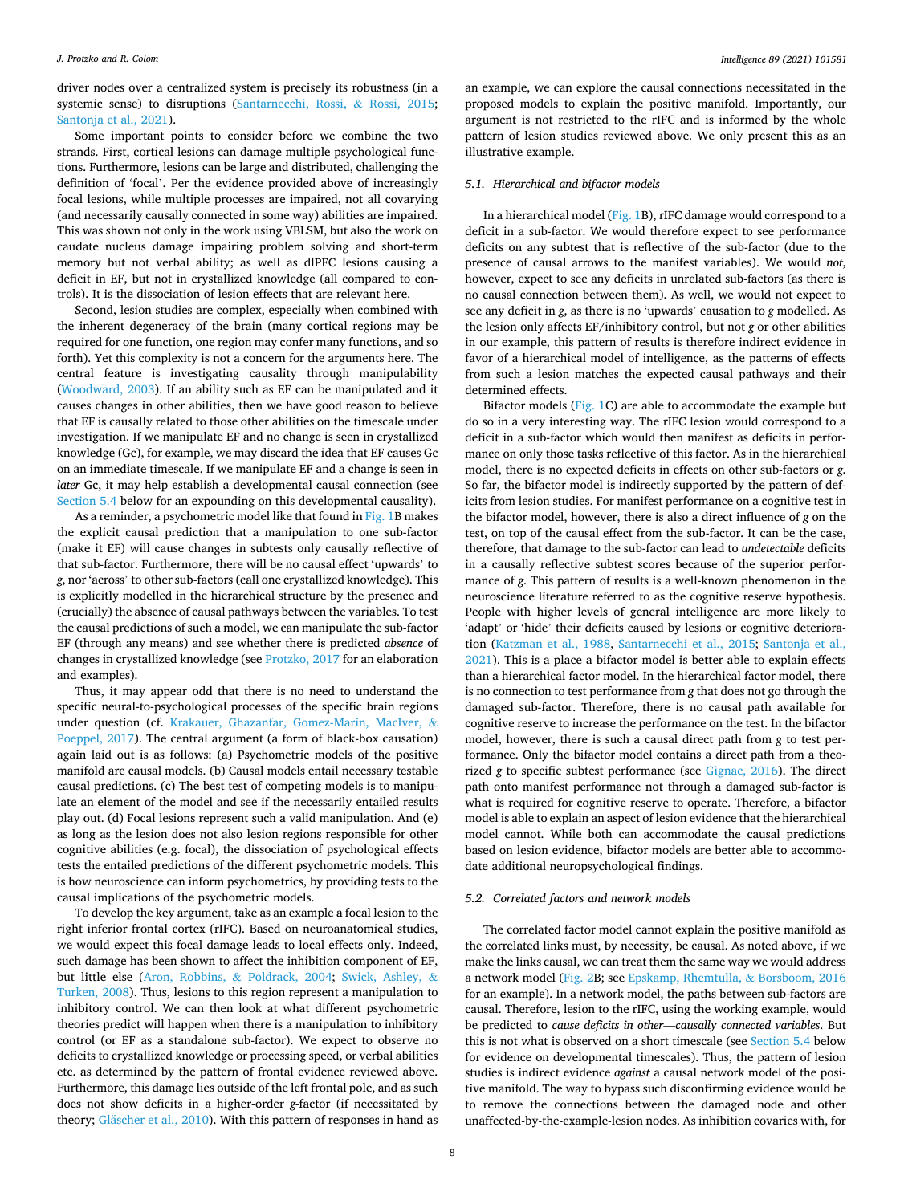driver nodes over a centralized system is precisely its robustness (in a systemic sense) to disruptions (Santarnecchi, Rossi, & Rossi, 2015; Santonja et al., 2021).

Some important points to consider before we combine the two strands. First, cortical lesions can damage multiple psychological functions. Furthermore, lesions can be large and distributed, challenging the definition of 'focal'. Per the evidence provided above of increasingly focal lesions, while multiple processes are impaired, not all covarying (and necessarily causally connected in some way) abilities are impaired. This was shown not only in the work using VBLSM, but also the work on caudate nucleus damage impairing problem solving and short-term memory but not verbal ability; as well as dlPFC lesions causing a deficit in EF, but not in crystallized knowledge (all compared to controls). It is the dissociation of lesion effects that are relevant here.

Second, lesion studies are complex, especially when combined with the inherent degeneracy of the brain (many cortical regions may be required for one function, one region may confer many functions, and so forth). Yet this complexity is not a concern for the arguments here. The central feature is investigating causality through manipulability (Woodward, 2003). If an ability such as EF can be manipulated and it causes changes in other abilities, then we have good reason to believe that EF is causally related to those other abilities on the timescale under investigation. If we manipulate EF and no change is seen in crystallized knowledge (Gc), for example, we may discard the idea that EF causes Gc on an immediate timescale. If we manipulate EF and a change is seen in *later* Gc, it may help establish a developmental causal connection (see Section 5.4 below for an expounding on this developmental causality).

As a reminder, a psychometric model like that found in Fig. 1B makes the explicit causal prediction that a manipulation to one sub-factor (make it EF) will cause changes in subtests only causally reflective of that sub-factor. Furthermore, there will be no causal effect 'upwards' to *g*, nor 'across' to other sub-factors (call one crystallized knowledge). This is explicitly modelled in the hierarchical structure by the presence and (crucially) the absence of causal pathways between the variables. To test the causal predictions of such a model, we can manipulate the sub-factor EF (through any means) and see whether there is predicted *absence* of changes in crystallized knowledge (see Protzko, 2017 for an elaboration and examples).

Thus, it may appear odd that there is no need to understand the specific neural-to-psychological processes of the specific brain regions under question (cf. Krakauer, Ghazanfar, Gomez-Marin, MacIver, & Poeppel, 2017). The central argument (a form of black-box causation) again laid out is as follows: (a) Psychometric models of the positive manifold are causal models. (b) Causal models entail necessary testable causal predictions. (c) The best test of competing models is to manipulate an element of the model and see if the necessarily entailed results play out. (d) Focal lesions represent such a valid manipulation. And (e) as long as the lesion does not also lesion regions responsible for other cognitive abilities (e.g. focal), the dissociation of psychological effects tests the entailed predictions of the different psychometric models. This is how neuroscience can inform psychometrics, by providing tests to the causal implications of the psychometric models.

To develop the key argument, take as an example a focal lesion to the right inferior frontal cortex (rIFC). Based on neuroanatomical studies, we would expect this focal damage leads to local effects only. Indeed, such damage has been shown to affect the inhibition component of EF, but little else (Aron, Robbins, & Poldrack, 2004; Swick, Ashley, & Turken, 2008). Thus, lesions to this region represent a manipulation to inhibitory control. We can then look at what different psychometric theories predict will happen when there is a manipulation to inhibitory control (or EF as a standalone sub-factor). We expect to observe no deficits to crystallized knowledge or processing speed, or verbal abilities etc. as determined by the pattern of frontal evidence reviewed above. Furthermore, this damage lies outside of the left frontal pole, and as such does not show deficits in a higher-order *g*-factor (if necessitated by theory; Gläscher et al., 2010). With this pattern of responses in hand as an example, we can explore the causal connections necessitated in the proposed models to explain the positive manifold. Importantly, our argument is not restricted to the rIFC and is informed by the whole pattern of lesion studies reviewed above. We only present this as an illustrative example.

### 5.1. Hierarchical and bifactor models

In a hierarchical model (Fig. 1B), rIFC damage would correspond to a deficit in a sub-factor. We would therefore expect to see performance deficits on any subtest that is reflective of the sub-factor (due to the presence of causal arrows to the manifest variables). We would *not*, however, expect to see any deficits in unrelated sub-factors (as there is no causal connection between them). As well, we would not expect to see any deficit in *g*, as there is no 'upwards' causation to *g* modelled. As the lesion only affects EF/inhibitory control, but not *g* or other abilities in our example, this pattern of results is therefore indirect evidence in favor of a hierarchical model of intelligence, as the patterns of effects from such a lesion matches the expected causal pathways and their determined effects.

Bifactor models (Fig. 1C) are able to accommodate the example but do so in a very interesting way. The rIFC lesion would correspond to a deficit in a sub-factor which would then manifest as deficits in performance on only those tasks reflective of this factor. As in the hierarchical model, there is no expected deficits in effects on other sub-factors or *g*. So far, the bifactor model is indirectly supported by the pattern of deficits from lesion studies. For manifest performance on a cognitive test in the bifactor model, however, there is also a direct influence of *g* on the test, on top of the causal effect from the sub-factor. It can be the case, therefore, that damage to the sub-factor can lead to *undetectable* deficits in a causally reflective subtest scores because of the superior performance of *g*. This pattern of results is a well-known phenomenon in the neuroscience literature referred to as the cognitive reserve hypothesis. People with higher levels of general intelligence are more likely to 'adapt' or 'hide' their deficits caused by lesions or cognitive deterioration (Katzman et al., 1988, Santarnecchi et al., 2015; Santonja et al., 2021). This is a place a bifactor model is better able to explain effects than a hierarchical factor model. In the hierarchical factor model, there is no connection to test performance from *g* that does not go through the damaged sub-factor. Therefore, there is no causal path available for cognitive reserve to increase the performance on the test. In the bifactor model, however, there is such a causal direct path from *g* to test performance. Only the bifactor model contains a direct path from a theorized *g* to specific subtest performance (see Gignac, 2016). The direct path onto manifest performance not through a damaged sub-factor is what is required for cognitive reserve to operate. Therefore, a bifactor model is able to explain an aspect of lesion evidence that the hierarchical model cannot. While both can accommodate the causal predictions based on lesion evidence, bifactor models are better able to accommodate additional neuropsychological findings.

### 5.2. Correlated factors and network models

The correlated factor model cannot explain the positive manifold as the correlated links must, by necessity, be causal. As noted above, if we make the links causal, we can treat them the same way we would address a network model (Fig. 2B; see Epskamp, Rhemtulla, & Borsboom, 2016 for an example). In a network model, the paths between sub-factors are causal. Therefore, lesion to the rIFC, using the working example, would be predicted to *cause deficits in other—causally connected variables*. But this is not what is observed on a short timescale (see Section 5.4 below for evidence on developmental timescales). Thus, the pattern of lesion studies is indirect evidence *against* a causal network model of the positive manifold. The way to bypass such disconfirming evidence would be to remove the connections between the damaged node and other unaffected-by-the-example-lesion nodes. As inhibition covaries with, for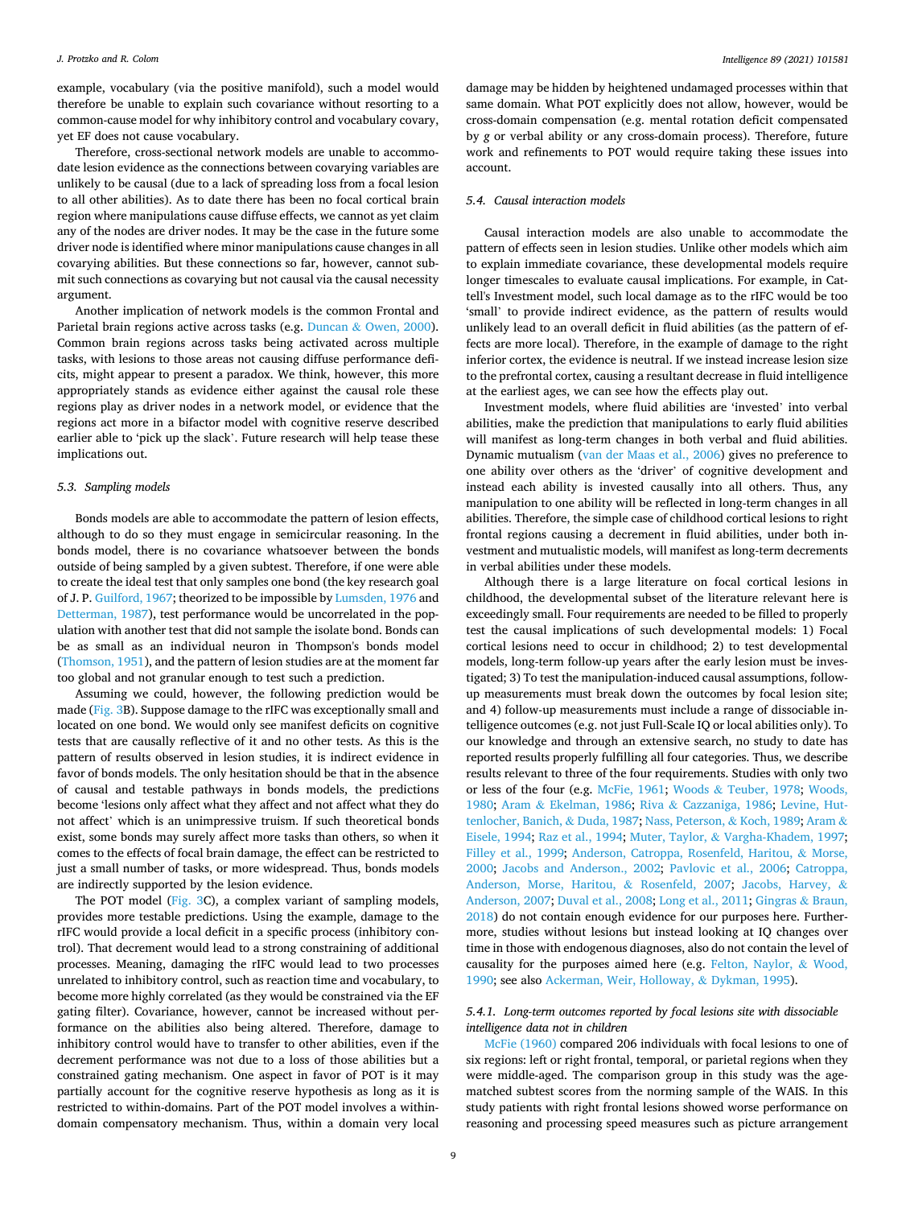example, vocabulary (via the positive manifold), such a model would therefore be unable to explain such covariance without resorting to a common-cause model for why inhibitory control and vocabulary covary, yet EF does not cause vocabulary.

Therefore, cross-sectional network models are unable to accommodate lesion evidence as the connections between covarying variables are unlikely to be causal (due to a lack of spreading loss from a focal lesion to all other abilities). As to date there has been no focal cortical brain region where manipulations cause diffuse effects, we cannot as yet claim any of the nodes are driver nodes. It may be the case in the future some driver node is identified where minor manipulations cause changes in all covarying abilities. But these connections so far, however, cannot submit such connections as covarying but not causal via the causal necessity argument.

Another implication of network models is the common Frontal and Parietal brain regions active across tasks (e.g. Duncan & Owen, 2000). Common brain regions across tasks being activated across multiple tasks, with lesions to those areas not causing diffuse performance deficits, might appear to present a paradox. We think, however, this more appropriately stands as evidence either against the causal role these regions play as driver nodes in a network model, or evidence that the regions act more in a bifactor model with cognitive reserve described earlier able to 'pick up the slack'. Future research will help tease these implications out.

### 5.3. Sampling models

Bonds models are able to accommodate the pattern of lesion effects, although to do so they must engage in semicircular reasoning. In the bonds model, there is no covariance whatsoever between the bonds outside of being sampled by a given subtest. Therefore, if one were able to create the ideal test that only samples one bond (the key research goal of J. P. Guilford, 1967; theorized to be impossible by Lumsden, 1976 and Detterman, 1987), test performance would be uncorrelated in the population with another test that did not sample the isolate bond. Bonds can be as small as an individual neuron in Thompson's bonds model (Thomson, 1951), and the pattern of lesion studies are at the moment far too global and not granular enough to test such a prediction.

Assuming we could, however, the following prediction would be made (Fig. 3B). Suppose damage to the rIFC was exceptionally small and located on one bond. We would only see manifest deficits on cognitive tests that are causally reflective of it and no other tests. As this is the pattern of results observed in lesion studies, it is indirect evidence in favor of bonds models. The only hesitation should be that in the absence of causal and testable pathways in bonds models, the predictions become 'lesions only affect what they affect and not affect what they do not affect' which is an unimpressive truism. If such theoretical bonds exist, some bonds may surely affect more tasks than others, so when it comes to the effects of focal brain damage, the effect can be restricted to just a small number of tasks, or more widespread. Thus, bonds models are indirectly supported by the lesion evidence.

The POT model (Fig. 3C), a complex variant of sampling models, provides more testable predictions. Using the example, damage to the rIFC would provide a local deficit in a specific process (inhibitory control). That decrement would lead to a strong constraining of additional processes. Meaning, damaging the rIFC would lead to two processes unrelated to inhibitory control, such as reaction time and vocabulary, to become more highly correlated (as they would be constrained via the EF gating filter). Covariance, however, cannot be increased without performance on the abilities also being altered. Therefore, damage to inhibitory control would have to transfer to other abilities, even if the decrement performance was not due to a loss of those abilities but a constrained gating mechanism. One aspect in favor of POT is it may partially account for the cognitive reserve hypothesis as long as it is restricted to within-domains. Part of the POT model involves a within-domain compensatory mechanism. Thus, within a domain very local damage may be hidden by heightened undamaged processes within that same domain. What POT explicitly does not allow, however, would be cross-domain compensation (e.g. mental rotation deficit compensated by *g* or verbal ability or any cross-domain process). Therefore, future work and refinements to POT would require taking these issues into account.

### 5.4. Causal interaction models

Causal interaction models are also unable to accommodate the pattern of effects seen in lesion studies. Unlike other models which aim to explain immediate covariance, these developmental models require longer timescales to evaluate causal implications. For example, in Cattell's Investment model, such local damage as to the rIFC would be too 'small' to provide indirect evidence, as the pattern of results would unlikely lead to an overall deficit in fluid abilities (as the pattern of effects are more local). Therefore, in the example of damage to the right inferior cortex, the evidence is neutral. If we instead increase lesion size to the prefrontal cortex, causing a resultant decrease in fluid intelligence at the earliest ages, we can see how the effects play out.

Investment models, where fluid abilities are 'invested' into verbal abilities, make the prediction that manipulations to early fluid abilities will manifest as long-term changes in both verbal and fluid abilities. Dynamic mutualism (van der Maas et al., 2006) gives no preference to one ability over others as the 'driver' of cognitive development and instead each ability is invested causally into all others. Thus, any manipulation to one ability will be reflected in long-term changes in all abilities. Therefore, the simple case of childhood cortical lesions to right frontal regions causing a decrement in fluid abilities, under both investment and mutualistic models, will manifest as long-term decrements in verbal abilities under these models.

Although there is a large literature on focal cortical lesions in childhood, the developmental subset of the literature relevant here is exceedingly small. Four requirements are needed to be filled to properly test the causal implications of such developmental models: 1) Focal cortical lesions need to occur in childhood; 2) to test developmental models, long-term follow-up years after the early lesion must be investigated; 3) To test the manipulation-induced causal assumptions, follow-up measurements must break down the outcomes by focal lesion site; and 4) follow-up measurements must include a range of dissociable intelligence outcomes (e.g. not just Full-Scale IQ or local abilities only). To our knowledge and through an extensive search, no study to date has reported results properly fulfilling all four categories. Thus, we describe results relevant to three of the four requirements. Studies with only two or less of the four (e.g. McFie, 1961; Woods & Teuber, 1978; Woods, 1980; Aram & Ekelman, 1986; Riva & Cazzaniga, 1986; Levine, Huttenlocher, Banich, & Duda, 1987; Nass, Peterson, & Koch, 1989; Aram & Eisele, 1994; Raz et al., 1994; Muter, Taylor, & Vargha-Khadem, 1997; Filley et al., 1999; Anderson, Catroppa, Rosenfeld, Haritou, & Morse, 2000; Jacobs and Anderson., 2002; Pavlovic et al., 2006; Catroppa, Anderson, Morse, Haritou, & Rosenfeld, 2007; Jacobs, Harvey, & Anderson, 2007; Duval et al., 2008; Long et al., 2011; Gingras & Braun, 2018) do not contain enough evidence for our purposes here. Furthermore, studies without lesions but instead looking at IQ changes over time in those with endogenous diagnoses, also do not contain the level of causality for the purposes aimed here (e.g. Felton, Naylor, & Wood, 1990; see also Ackerman, Weir, Holloway, & Dykman, 1995).

#### 5.4.1. Long-term outcomes reported by focal lesions site with dissociable intelligence data not in children

McFie (1960) compared 206 individuals with focal lesions to one of six regions: left or right frontal, temporal, or parietal regions when they were middle-aged. The comparison group in this study was the age-matched subtest scores from the norming sample of the WAIS. In this study patients with right frontal lesions showed worse performance on reasoning and processing speed measures such as picture arrangement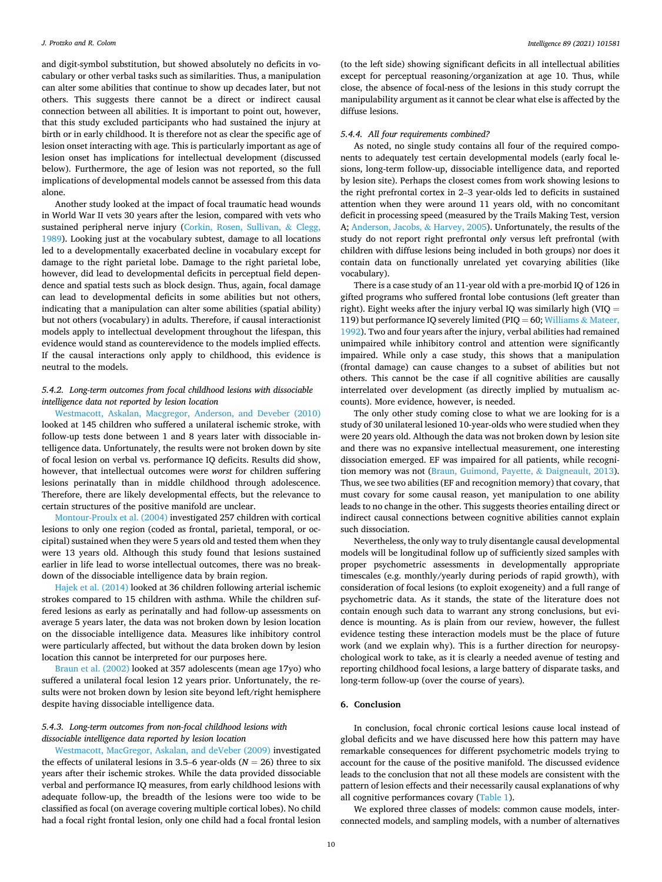and digit-symbol substitution, but showed absolutely no deficits in vocabulary or other verbal tasks such as similarities. Thus, a manipulation can alter some abilities that continue to show up decades later, but not others. This suggests there cannot be a direct or indirect causal connection between all abilities. It is important to point out, however, that this study excluded participants who had sustained the injury at birth or in early childhood. It is therefore not as clear the specific age of lesion onset interacting with age. This is particularly important as age of lesion onset has implications for intellectual development (discussed below). Furthermore, the age of lesion was not reported, so the full implications of developmental models cannot be assessed from this data alone.

Another study looked at the impact of focal traumatic head wounds in World War II vets 30 years after the lesion, compared with vets who sustained peripheral nerve injury (Corkin, Rosen, Sullivan, & Clegg, 1989). Looking just at the vocabulary subtest, damage to all locations led to a developmentally exacerbated decline in vocabulary except for damage to the right parietal lobe. Damage to the right parietal lobe, however, did lead to developmental deficits in perceptual field dependence and spatial tests such as block design. Thus, again, focal damage can lead to developmental deficits in some abilities but not others, indicating that a manipulation can alter some abilities (spatial ability) but not others (vocabulary) in adults. Therefore, if causal interactionist models apply to intellectual development throughout the lifespan, this evidence would stand as counterevidence to the models implied effects. If the causal interactions only apply to childhood, this evidence is neutral to the models.

#### 5.4.2. Long-term outcomes from focal childhood lesions with dissociable intelligence data not reported by lesion location

Westmacott, Askalan, Macgregor, Anderson, and Deveber (2010) looked at 145 children who suffered a unilateral ischemic stroke, with follow-up tests done between 1 and 8 years later with dissociable intelligence data. Unfortunately, the results were not broken down by site of focal lesion on verbal vs. performance IQ deficits. Results did show, however, that intellectual outcomes were *worst* for children suffering lesions perinatally than in middle childhood through adolescence. Therefore, there are likely developmental effects, but the relevance to certain structures of the positive manifold are unclear.

Montour-Proulx et al. (2004) investigated 257 children with cortical lesions to only one region (coded as frontal, parietal, temporal, or occipital) sustained when they were 5 years old and tested them when they were 13 years old. Although this study found that lesions sustained earlier in life lead to worse intellectual outcomes, there was no breakdown of the dissociable intelligence data by brain region.

Hajek et al. (2014) looked at 36 children following arterial ischemic strokes compared to 15 children with asthma. While the children suffered lesions as early as perinatally and had follow-up assessments on average 5 years later, the data was not broken down by lesion location on the dissociable intelligence data. Measures like inhibitory control were particularly affected, but without the data broken down by lesion location this cannot be interpreted for our purposes here.

Braun et al. (2002) looked at 357 adolescents (mean age 17yo) who suffered a unilateral focal lesion 12 years prior. Unfortunately, the results were not broken down by lesion site beyond left/right hemisphere despite having dissociable intelligence data.

#### 5.4.3. Long-term outcomes from non-focal childhood lesions with dissociable intelligence data reported by lesion location

Westmacott, MacGregor, Askalan, and deVeber (2009) investigated the effects of unilateral lesions in 3.5–6 year-olds ($N = 26$) three to six years after their ischemic strokes. While the data provided dissociable verbal and performance IQ measures, from early childhood lesions with adequate follow-up, the breadth of the lesions were too wide to be classified as focal (on average covering multiple cortical lobes). No child had a focal right frontal lesion, only one child had a focal frontal lesion (to the left side) showing significant deficits in all intellectual abilities except for perceptual reasoning/organization at age 10. Thus, while close, the absence of focal-ness of the lesions in this study corrupt the manipulability argument as it cannot be clear what else is affected by the diffuse lesions.

#### 5.4.4. All four requirements combined?

As noted, no single study contains all four of the required components to adequately test certain developmental models (early focal lesions, long-term follow-up, dissociable intelligence data, and reported by lesion site). Perhaps the closest comes from work showing lesions to the right prefrontal cortex in 2–3 year-olds led to deficits in sustained attention when they were around 11 years old, with no concomitant deficit in processing speed (measured by the Trails Making Test, version A; Anderson, Jacobs, & Harvey, 2005). Unfortunately, the results of the study do not report right prefrontal *only* versus left prefrontal (with children with diffuse lesions being included in both groups) nor does it contain data on functionally unrelated yet covarying abilities (like vocabulary).

There is a case study of an 11-year old with a pre-morbid IQ of 126 in gifted programs who suffered frontal lobe contusions (left greater than right). Eight weeks after the injury verbal IQ was similarly high (VIQ = 119) but performance IQ severely limited (PIQ = 60; Williams & Mateer, 1992). Two and four years after the injury, verbal abilities had remained unimpaired while inhibitory control and attention were significantly impaired. While only a case study, this shows that a manipulation (frontal damage) can cause changes to a subset of abilities but not others. This cannot be the case if all cognitive abilities are causally interrelated over development (as directly implied by mutualism accounts). More evidence, however, is needed.

The only other study coming close to what we are looking for is a study of 30 unilateral lesioned 10-year-olds who were studied when they were 20 years old. Although the data was not broken down by lesion site and there was no expansive intellectual measurement, one interesting dissociation emerged. EF was impaired for all patients, while recognition memory was not (Braun, Guimond, Payette, & Daigneault, 2013). Thus, we see two abilities (EF and recognition memory) that covary, that must covary for some causal reason, yet manipulation to one ability leads to no change in the other. This suggests theories entailing direct or indirect causal connections between cognitive abilities cannot explain such dissociation.

Nevertheless, the only way to truly disentangle causal developmental models will be longitudinal follow up of sufficiently sized samples with proper psychometric assessments in developmentally appropriate timescales (e.g. monthly/yearly during periods of rapid growth), with consideration of focal lesions (to exploit exogeneity) and a full range of psychometric data. As it stands, the state of the literature does not contain enough such data to warrant any strong conclusions, but evidence is mounting. As is plain from our review, however, the fullest evidence testing these interaction models must be the place of future work (and we explain why). This is a further direction for neuropsychological work to take, as it is clearly a needed avenue of testing and reporting childhood focal lesions, a large battery of disparate tasks, and long-term follow-up (over the course of years).

## 6. Conclusion

In conclusion, focal chronic cortical lesions cause local instead of global deficits and we have discussed here how this pattern may have remarkable consequences for different psychometric models trying to account for the cause of the positive manifold. The discussed evidence leads to the conclusion that not all these models are consistent with the pattern of lesion effects and their necessarily causal explanations of why all cognitive performances covary (Table 1).

We explored three classes of models: common cause models, interconnected models, and sampling models, with a number of alternatives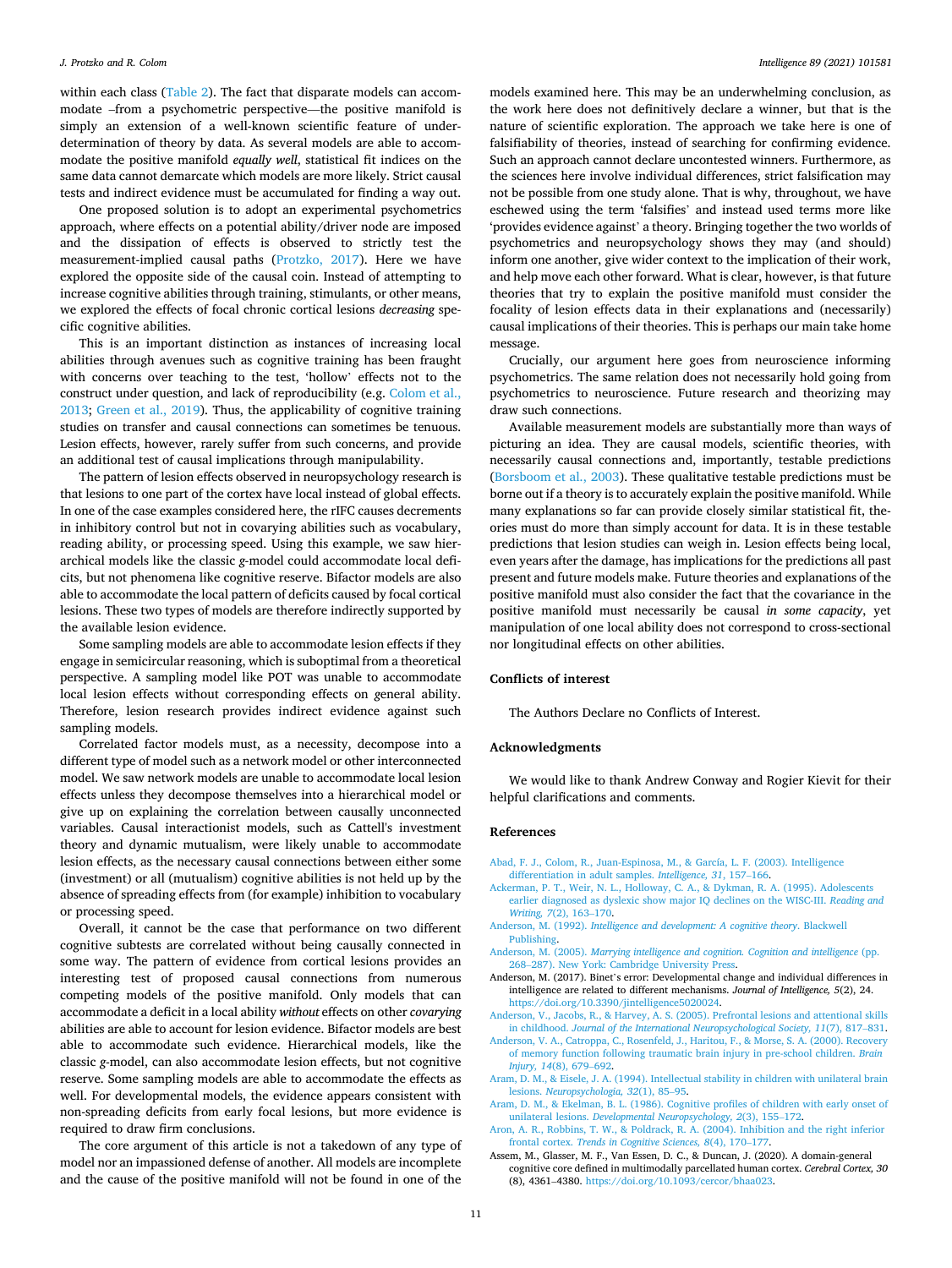within each class (Table 2). The fact that disparate models can accommodate –from a psychometric perspective—the positive manifold is simply an extension of a well-known scientific feature of underdetermination of theory by data. As several models are able to accommodate the positive manifold *equally well*, statistical fit indices on the same data cannot demarcate which models are more likely. Strict causal tests and indirect evidence must be accumulated for finding a way out.

One proposed solution is to adopt an experimental psychometrics approach, where effects on a potential ability/driver node are imposed and the dissipation of effects is observed to strictly test the measurement-implied causal paths (Protzko, 2017). Here we have explored the opposite side of the causal coin. Instead of attempting to increase cognitive abilities through training, stimulants, or other means, we explored the effects of focal chronic cortical lesions *decreasing* specific cognitive abilities.

This is an important distinction as instances of increasing local abilities through avenues such as cognitive training has been fraught with concerns over teaching to the test, 'hollow' effects not to the construct under question, and lack of reproducibility (e.g. Colom et al., 2013; Green et al., 2019). Thus, the applicability of cognitive training studies on transfer and causal connections can sometimes be tenuous. Lesion effects, however, rarely suffer from such concerns, and provide an additional test of causal implications through manipulability.

The pattern of lesion effects observed in neuropsychology research is that lesions to one part of the cortex have local instead of global effects. In one of the case examples considered here, the rIFC causes decrements in inhibitory control but not in covarying abilities such as vocabulary, reading ability, or processing speed. Using this example, we saw hierarchical models like the classic *g*-model could accommodate local deficits, but not phenomena like cognitive reserve. Bifactor models are also able to accommodate the local pattern of deficits caused by focal cortical lesions. These two types of models are therefore indirectly supported by the available lesion evidence.

Some sampling models are able to accommodate lesion effects if they engage in semicircular reasoning, which is suboptimal from a theoretical perspective. A sampling model like POT was unable to accommodate local lesion effects without corresponding effects on general ability. Therefore, lesion research provides indirect evidence against such sampling models.

Correlated factor models must, as a necessity, decompose into a different type of model such as a network model or other interconnected model. We saw network models are unable to accommodate local lesion effects unless they decompose themselves into a hierarchical model or give up on explaining the correlation between causally unconnected variables. Causal interactionist models, such as Cattell's investment theory and dynamic mutualism, were likely unable to accommodate lesion effects, as the necessary causal connections between either some (investment) or all (mutualism) cognitive abilities is not held up by the absence of spreading effects from (for example) inhibition to vocabulary or processing speed.

Overall, it cannot be the case that performance on two different cognitive subtests are correlated without being causally connected in some way. The pattern of evidence from cortical lesions provides an interesting test of proposed causal connections from numerous competing models of the positive manifold. Only models that can accommodate a deficit in a local ability *without* effects on other *covarying* abilities are able to account for lesion evidence. Bifactor models are best able to accommodate such evidence. Hierarchical models, like the classic *g*-model, can also accommodate lesion effects, but not cognitive reserve. Some sampling models are able to accommodate the effects as well. For developmental models, the evidence appears consistent with non-spreading deficits from early focal lesions, but more evidence is required to draw firm conclusions.

The core argument of this article is not a takedown of any type of model nor an impassioned defense of another. All models are incomplete and the cause of the positive manifold will not be found in one of the models examined here. This may be an underwhelming conclusion, as the work here does not definitively declare a winner, but that is the nature of scientific exploration. The approach we take here is one of falsifiability of theories, instead of searching for confirming evidence. Such an approach cannot declare uncontested winners. Furthermore, as the sciences here involve individual differences, strict falsification may not be possible from one study alone. That is why, throughout, we have eschewed using the term 'falsifies' and instead used terms more like 'provides evidence against' a theory. Bringing together the two worlds of psychometrics and neuropsychology shows they may (and should) inform one another, give wider context to the implication of their work, and help move each other forward. What is clear, however, is that future theories that try to explain the positive manifold must consider the focality of lesion effects data in their explanations and (necessarily) causal implications of their theories. This is perhaps our main take home message.

Crucially, our argument here goes from neuroscience informing psychometrics. The same relation does not necessarily hold going from psychometrics to neuroscience. Future research and theorizing may draw such connections.

Available measurement models are substantially more than ways of picturing an idea. They are causal models, scientific theories, with necessarily causal connections and, importantly, testable predictions (Borsboom et al., 2003). These qualitative testable predictions must be borne out if a theory is to accurately explain the positive manifold. While many explanations so far can provide closely similar statistical fit, theories must do more than simply account for data. It is in these testable predictions that lesion studies can weigh in. Lesion effects being local, even years after the damage, has implications for the predictions all past present and future models make. Future theories and explanations of the positive manifold must also consider the fact that the covariance in the positive manifold must necessarily be causal *in some capacity*, yet manipulation of one local ability does not correspond to cross-sectional nor longitudinal effects on other abilities.

## Conflicts of interest

The Authors Declare no Conflicts of Interest.

## Acknowledgments

We would like to thank Andrew Conway and Rogier Kievit for their helpful clarifications and comments.

## References

Abad, F. J., Colom, R., Juan-Espinosa, M., & García, L. F. (2003). Intelligence differentiation in adult samples. *Intelligence, 31*, 157–166.

Ackerman, P. T., Weir, N. L., Holloway, C. A., & Dykman, R. A. (1995). Adolescents earlier diagnosed as dyslexic show major IQ declines on the WISC-III. *Reading and Writing, 7*(2), 163–170.

Anderson, M. (1992). *Intelligence and development: A cognitive theory*. Blackwell Publishing.

Anderson, M. (2005). *Marrying intelligence and cognition. Cognition and intelligence* (pp. 268–287). New York: Cambridge University Press.

Anderson, M. (2017). Binet's error: Developmental change and individual differences in intelligence are related to different mechanisms. *Journal of Intelligence, 5*(2), 24. https://doi.org/10.3390/jintelligence5020024.

Anderson, V., Jacobs, R., & Harvey, A. S. (2005). Prefrontal lesions and attentional skills in childhood. *Journal of the International Neuropsychological Society, 11*(7), 817–831.

Anderson, V. A., Catroppa, C., Rosenfeld, J., Haritou, F., & Morse, S. A. (2000). Recovery of memory function following traumatic brain injury in pre-school children. *Brain Injury, 14*(8), 679–692.

Aram, D. M., & Eisele, J. A. (1994). Intellectual stability in children with unilateral brain lesions. *Neuropsychologia, 32*(1), 85–95.

Aram, D. M., & Ekelman, B. L. (1986). Cognitive profiles of children with early onset of unilateral lesions. *Developmental Neuropsychology, 2*(3), 155–172.

Aron, A. R., Robbins, T. W., & Poldrack, R. A. (2004). Inhibition and the right inferior frontal cortex. *Trends in Cognitive Sciences, 8*(4), 170–177.

Assem, M., Glasser, M. F., Van Essen, D. C., & Duncan, J. (2020). A domain-general cognitive core defined in multimodally parcellated human cortex. *Cerebral Cortex, 30* (8), 4361–4380. https://doi.org/10.1093/cercor/bhaa023.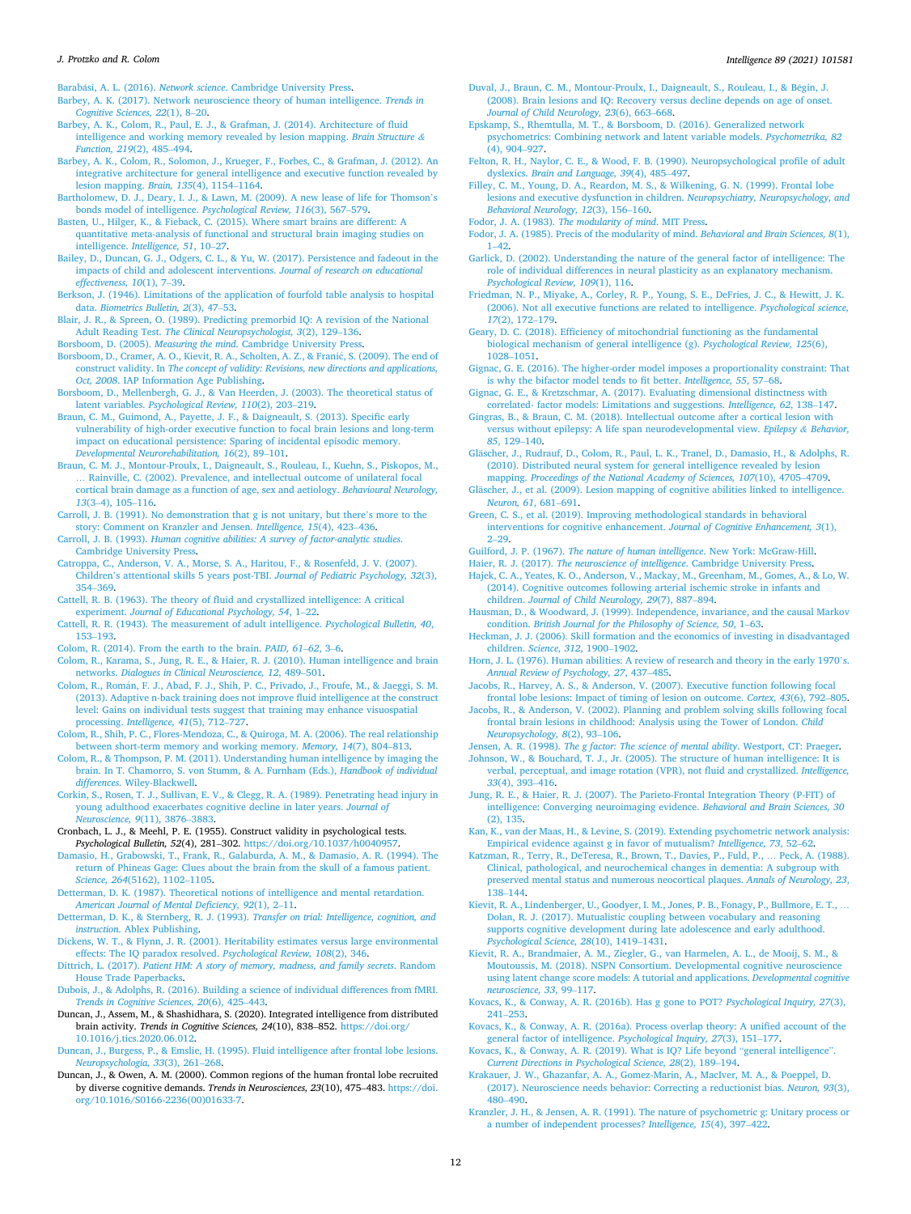Barabási, A. L. (2016). *Network science*. Cambridge University Press.

Barbey, A. K. (2017). Network neuroscience theory of human intelligence. *Trends in Cognitive Sciences, 22*(1), 8–20.

Barbey, A. K., Colom, R., Paul, E. J., & Grafman, J. (2014). Architecture of fluid intelligence and working memory revealed by lesion mapping. *Brain Structure & Function, 219*(2), 485–494.

Barbey, A. K., Colom, R., Solomon, J., Krueger, F., Forbes, C., & Grafman, J. (2012). An integrative architecture for general intelligence and executive function revealed by lesion mapping. *Brain, 135*(4), 1154–1164.

Bartholomew, D. J., Deary, I. J., & Lawn, M. (2009). A new lease of life for Thomson's bonds model of intelligence. *Psychological Review, 116*(3), 567–579.

Basten, U., Hilger, K., & Fiebach, C. (2015). Where smart brains are different: A quantitative meta-analysis of functional and structural brain imaging studies on intelligence. *Intelligence, 51*, 10–27.

Bailey, D., Duncan, G. J., Odgers, C. L., & Yu, W. (2017). Persistence and fadeout in the impacts of child and adolescent interventions. *Journal of research on educational effectiveness, 10*(1), 7–39.

Berkson, J. (1946). Limitations of the application of fourfold table analysis to hospital data. *Biometrics Bulletin, 2*(3), 47–53.

Blair, J. R., & Spreen, O. (1989). Predicting premorbid IQ: A revision of the National Adult Reading Test. *The Clinical Neuropsychologist, 3*(2), 129–136.

Borsboom, D. (2005). *Measuring the mind*. Cambridge University Press.

Borsboom, D., Cramer, A. O., Kievit, R. A., Scholten, A. Z., & Franić, S. (2009). The end of construct validity. In *The concept of validity: Revisions, new directions and applications, Oct, 2008*. IAP Information Age Publishing.

Borsboom, D., Mellenbergh, G. J., & Van Heerden, J. (2003). The theoretical status of latent variables. *Psychological Review, 110*(2), 203–219.

Braun, C. M., Guimond, A., Payette, J. F., & Daigneault, S. (2013). Specific early vulnerability of high-order executive function to focal brain lesions and long-term impact on educational persistence: Sparing of incidental episodic memory. *Developmental Neurorehabilitation, 16*(2), 89–101.

Braun, C. M. J., Montour-Proulx, I., Daigneault, S., Rouleau, I., Kuehn, S., Piskopos, M., … Rainville, C. (2002). Prevalence, and intellectual outcome of unilateral focal cortical brain damage as a function of age, sex and aetiology. *Behavioural Neurology, 13*(3–4), 105–116.

Carroll, J. B. (1991). No demonstration that g is not unitary, but there's more to the story: Comment on Kranzler and Jensen. *Intelligence, 15*(4), 423–436.

Carroll, J. B. (1993). *Human cognitive abilities: A survey of factor-analytic studies*. Cambridge University Press.

Catroppa, C., Anderson, V. A., Morse, S. A., Haritou, F., & Rosenfeld, J. V. (2007). Children's attentional skills 5 years post-TBI. *Journal of Pediatric Psychology, 32*(3), 354–369.

Cattell, R. B. (1963). The theory of fluid and crystallized intelligence: A critical experiment. *Journal of Educational Psychology, 54*, 1–22.

Cattell, R. B. (1943). The measurement of adult intelligence. *Psychological Bulletin, 40*, 153–193.

Colom, R. (2014). From the earth to the brain. *PAID, 61–62*, 3–6.

Colom, R., Karama, S., Jung, R. E., & Haier, R. J. (2010). Human intelligence and brain networks. *Dialogues in Clinical Neuroscience, 12*, 489–501.

Colom, R., Román, F. J., Abad, F. J., Shih, P. C., Privado, J., Froufe, M., & Jaeggi, S. M. (2013). Adaptive n-back training does not improve fluid intelligence at the construct level: Gains on individual tests suggest that training may enhance visuospatial processing. *Intelligence, 41*(5), 712–727.

Colom, R., Shih, P. C., Flores-Mendoza, C., & Quiroga, M. A. (2006). The real relationship between short-term memory and working memory. *Memory, 14*(7), 804–813.

Colom, R., & Thompson, P. M. (2011). Understanding human intelligence by imaging the brain. In T. Chamorro, S. von Stumm, & A. Furnham (Eds.), *Handbook of individual differences*. Wiley-Blackwell.

Corkin, S., Rosen, T. J., Sullivan, E. V., & Clegg, R. A. (1989). Penetrating head injury in young adulthood exacerbates cognitive decline in later years. *Journal of Neuroscience, 9*(11), 3876–3883.

Cronbach, L. J., & Meehl, P. E. (1955). Construct validity in psychological tests. *Psychological Bulletin, 52*(4), 281–302. https://doi.org/10.1037/h0040957.

Damasio, H., Grabowski, T., Frank, R., Galaburda, A. M., & Damasio, A. R. (1994). The return of Phineas Gage: Clues about the brain from the skull of a famous patient. *Science, 264*(5162), 1102–1105.

Detterman, D. K. (1987). Theoretical notions of intelligence and mental retardation. *American Journal of Mental Deficiency, 92*(1), 2–11.

Detterman, D. K., & Sternberg, R. J. (1993). *Transfer on trial: Intelligence, cognition, and instruction*. Ablex Publishing.

Dickens, W. T., & Flynn, J. R. (2001). Heritability estimates versus large environmental effects: The IQ paradox resolved. *Psychological Review, 108*(2), 346.

Dittrich, L. (2017). *Patient HM: A story of memory, madness, and family secrets*. Random House Trade Paperbacks.

Dubois, J., & Adolphs, R. (2016). Building a science of individual differences from fMRI. *Trends in Cognitive Sciences, 20*(6), 425–443.

Duncan, J., Assem, M., & Shashidhara, S. (2020). Integrated intelligence from distributed brain activity. *Trends in Cognitive Sciences, 24*(10), 838–852. https://doi.org/10.1016/j.tics.2020.06.012.

Duncan, J., Burgess, P., & Emslie, H. (1995). Fluid intelligence after frontal lobe lesions. *Neuropsychologia, 33*(3), 261–268.

Duncan, J., & Owen, A. M. (2000). Common regions of the human frontal lobe recruited by diverse cognitive demands. *Trends in Neurosciences, 23*(10), 475–483. https://doi.org/10.1016/S0166-2236(00)01633-7.

Duval, J., Braun, C. M., Montour-Proulx, I., Daigneault, S., Rouleau, I., & Bégin, J. (2008). Brain lesions and IQ: Recovery versus decline depends on age of onset. *Journal of Child Neurology, 23*(6), 663–668.

Epskamp, S., Rhemtulla, M. T., & Borsboom, D. (2016). Generalized network psychometrics: Combining network and latent variable models. *Psychometrika, 82*(4), 904–927.

Felton, R. H., Naylor, C. E., & Wood, F. B. (1990). Neuropsychological profile of adult dyslexics. *Brain and Language, 39*(4), 485–497.

Filley, C. M., Young, D. A., Reardon, M. S., & Wilkening, G. N. (1999). Frontal lobe lesions and executive dysfunction in children. *Neuropsychiatry, Neuropsychology, and Behavioral Neurology, 12*(3), 156–160.

Fodor, J. A. (1983). *The modularity of mind*. MIT Press.

Fodor, J. A. (1985). Precis of the modularity of mind. *Behavioral and Brain Sciences, 8*(1), 1–42.

Garlick, D. (2002). Understanding the nature of the general factor of intelligence: The role of individual differences in neural plasticity as an explanatory mechanism. *Psychological Review, 109*(1), 116.

Friedman, N. P., Miyake, A., Corley, R. P., Young, S. E., DeFries, J. C., & Hewitt, J. K. (2006). Not all executive functions are related to intelligence. *Psychological science, 17*(2), 172–179.

Geary, D. C. (2018). Efficiency of mitochondrial functioning as the fundamental biological mechanism of general intelligence (g). *Psychological Review, 125*(6), 1028–1051.

Gignac, G. E. (2016). The higher-order model imposes a proportionality constraint: That is why the bifactor model tends to fit better. *Intelligence, 55*, 57–68.

Gignac, G. E., & Kretzschmar, A. (2017). Evaluating dimensional distinctness with correlated- factor models: Limitations and suggestions. *Intelligence, 62*, 138–147.

Gingras, B., & Braun, C. M. (2018). Intellectual outcome after a cortical lesion with versus without epilepsy: A life span neurodevelopmental view. *Epilepsy & Behavior, 85*, 129–140.

Gläscher, J., Rudrauf, D., Colom, R., Paul, L. K., Tranel, D., Damasio, H., & Adolphs, R. (2010). Distributed neural system for general intelligence revealed by lesion mapping. *Proceedings of the National Academy of Sciences, 107*(10), 4705–4709.

Gläscher, J., et al. (2009). Lesion mapping of cognitive abilities linked to intelligence. *Neuron, 61*, 681–691.

Green, C. S., et al. (2019). Improving methodological standards in behavioral interventions for cognitive enhancement. *Journal of Cognitive Enhancement, 3*(1), 2–29.

Guilford, J. P. (1967). *The nature of human intelligence*. New York: McGraw-Hill.

Haier, R. J. (2017). *The neuroscience of intelligence*. Cambridge University Press.

Hajek, C. A., Yeates, K. O., Anderson, V., Mackay, M., Greenham, M., Gomes, A., & Lo, W. (2014). Cognitive outcomes following arterial ischemic stroke in infants and children. *Journal of Child Neurology, 29*(7), 887–894.

Hausman, D., & Woodward, J. (1999). Independence, invariance, and the causal Markov condition. *British Journal for the Philosophy of Science, 50*, 1–63.

Heckman, J. J. (2006). Skill formation and the economics of investing in disadvantaged children. *Science, 312*, 1900–1902.

Horn, J. L. (1976). Human abilities: A review of research and theory in the early 1970's. *Annual Review of Psychology, 27*, 437–485.

Jacobs, R., Harvey, A. S., & Anderson, V. (2007). Executive function following focal frontal lobe lesions: Impact of timing of lesion on outcome. *Cortex, 43*(6), 792–805.

Jacobs, R., & Anderson, V. (2002). Planning and problem solving skills following focal frontal brain lesions in childhood: Analysis using the Tower of London. *Child Neuropsychology, 8*(2), 93–106.

Jensen, A. R. (1998). *The g factor: The science of mental ability*. Westport, CT: Praeger.

Johnson, W., & Bouchard, T. J., Jr. (2005). The structure of human intelligence: It is verbal, perceptual, and image rotation (VPR), not fluid and crystallized. *Intelligence, 33*(4), 393–416.

Jung, R. E., & Haier, R. J. (2007). The Parieto-Frontal Integration Theory (P-FIT) of intelligence: Converging neuroimaging evidence. *Behavioral and Brain Sciences, 30*(2), 135.

Kan, K., van der Maas, H., & Levine, S. (2019). Extending psychometric network analysis: Empirical evidence against g in favor of mutualism? *Intelligence, 73*, 52–62.

Katzman, R., Terry, R., DeTeresa, R., Brown, T., Davies, P., Fuld, P., … Peck, A. (1988). Clinical, pathological, and neurochemical changes in dementia: A subgroup with preserved mental status and numerous neocortical plaques. *Annals of Neurology, 23*, 138–144.

Kievit, R. A., Lindenberger, U., Goodyer, I. M., Jones, P. B., Fonagy, P., Bullmore, E. T., … Dolan, R. J. (2017). Mutualistic coupling between vocabulary and reasoning supports cognitive development during late adolescence and early adulthood. *Psychological Science, 28*(10), 1419–1431.

Kievit, R. A., Brandmaier, A. M., Ziegler, G., van Harmelen, A. L., de Mooij, S. M., & Moutoussis, M. (2018). NSPN Consortium. Developmental cognitive neuroscience using latent change score models: A tutorial and applications. *Developmental cognitive neuroscience, 33*, 99–117.

Kovacs, K., & Conway, A. R. (2016b). Has g gone to POT? *Psychological Inquiry, 27*(3), 241–253.

Kovacs, K., & Conway, A. R. (2016a). Process overlap theory: A unified account of the general factor of intelligence. *Psychological Inquiry, 27*(3), 151–177.

Kovacs, K., & Conway, A. R. (2019). What is IQ? Life beyond "general intelligence". *Current Directions in Psychological Science, 28*(2), 189–194.

Krakauer, J. W., Ghazanfar, A. A., Gomez-Marin, A., MacIver, M. A., & Poeppel, D. (2017). Neuroscience needs behavior: Correcting a reductionist bias. *Neuron, 93*(3), 480–490.

Kranzler, J. H., & Jensen, A. R. (1991). The nature of psychometric g: Unitary process or a number of independent processes? *Intelligence, 15*(4), 397–422.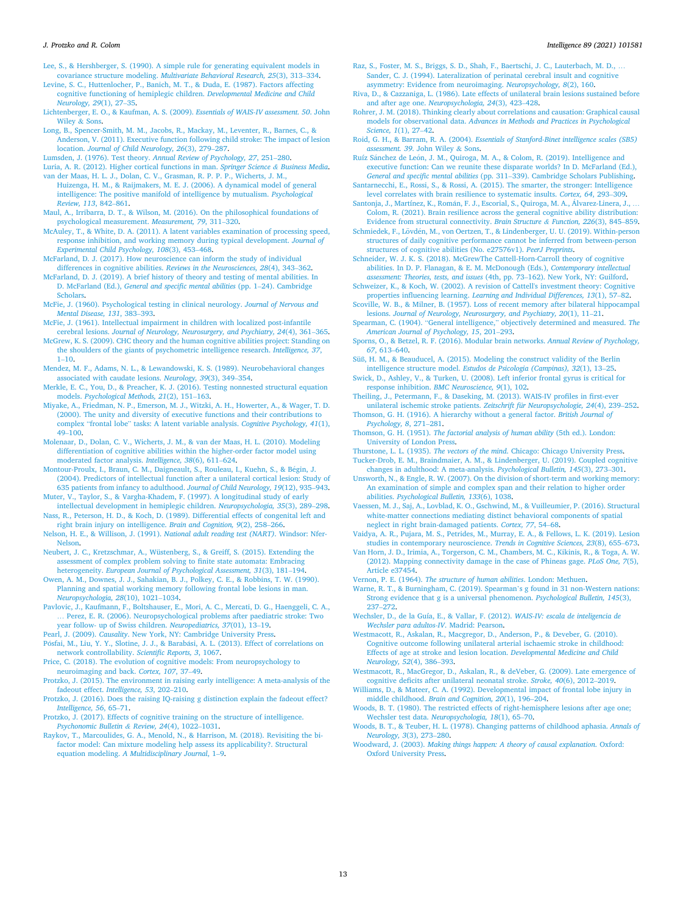Lee, S., & Hershberger, S. (1990). A simple rule for generating equivalent models in covariance structure modeling. *Multivariate Behavioral Research, 25*(3), 313–334.

Levine, S. C., Huttenlocher, P., Banich, M. T., & Duda, E. (1987). Factors affecting cognitive functioning of hemiplegic children. *Developmental Medicine and Child Neurology, 29*(1), 27–35.

Lichtenberger, E. O., & Kaufman, A. S. (2009). *Essentials of WAIS-IV assessment. 50*. John Wiley & Sons.

Long, B., Spencer-Smith, M. M., Jacobs, R., Mackay, M., Leventer, R., Barnes, C., & Anderson, V. (2011). Executive function following child stroke: The impact of lesion location. *Journal of Child Neurology, 26*(3), 279–287.

Lumsden, J. (1976). Test theory. *Annual Review of Psychology, 27*, 251–280.

Luria, A. R. (2012). Higher cortical functions in man. *Springer Science & Business Media*.

van der Maas, H. L. J., Dolan, C. V., Grasman, R. P. P. P., Wicherts, J. M., Huizenga, H. M., & Raijmakers, M. E. J. (2006). A dynamical model of general intelligence: The positive manifold of intelligence by mutualism. *Psychological Review, 113*, 842–861.

Maul, A., Irribarra, D. T., & Wilson, M. (2016). On the philosophical foundations of psychological measurement. *Measurement, 79*, 311–320.

McAuley, T., & White, D. A. (2011). A latent variables examination of processing speed, response inhibition, and working memory during typical development. *Journal of Experimental Child Psychology, 108*(3), 453–468.

McFarland, D. J. (2017). How neuroscience can inform the study of individual differences in cognitive abilities. *Reviews in the Neurosciences, 28*(4), 343–362.

McFarland, D. J. (2019). A brief history of theory and testing of mental abilities. In D. McFarland (Ed.), *General and specific mental abilities* (pp. 1–24). Cambridge Scholars.

McFie, J. (1960). Psychological testing in clinical neurology. *Journal of Nervous and Mental Disease, 131*, 383–393.

McFie, J. (1961). Intellectual impairment in children with localized post-infantile cerebral lesions. *Journal of Neurology, Neurosurgery, and Psychiatry, 24*(4), 361–365.

McGrew, K. S. (2009). CHC theory and the human cognitive abilities project: Standing on the shoulders of the giants of psychometric intelligence research. *Intelligence, 37*, 1–10.

Mendez, M. F., Adams, N. L., & Lewandowski, K. S. (1989). Neurobehavioral changes associated with caudate lesions. *Neurology, 39*(3), 349–354.

Merkle, E. C., You, D., & Preacher, K. J. (2016). Testing nonnested structural equation models. *Psychological Methods, 21*(2), 151–163.

Miyake, A., Friedman, N. P., Emerson, M. J., Witzki, A. H., Howerter, A., & Wager, T. D. (2000). The unity and diversity of executive functions and their contributions to complex "frontal lobe" tasks: A latent variable analysis. *Cognitive Psychology, 41*(1), 49–100.

Molenaar, D., Dolan, C. V., Wicherts, J. M., & van der Maas, H. L. (2010). Modeling differentiation of cognitive abilities within the higher-order factor model using moderated factor analysis. *Intelligence, 38*(6), 611–624.

Montour-Proulx, I., Braun, C. M., Daigneault, S., Rouleau, I., Kuehn, S., & Bégin, J. (2004). Predictors of intellectual function after a unilateral cortical lesion: Study of 635 patients from infancy to adulthood. *Journal of Child Neurology, 19*(12), 935–943.

Muter, V., Taylor, S., & Vargha-Khadem, F. (1997). A longitudinal study of early intellectual development in hemiplegic children. *Neuropsychologia, 35*(3), 289–298.

Nass, R., Peterson, H. D., & Koch, D. (1989). Differential effects of congenital left and right brain injury on intelligence. *Brain and Cognition, 9*(2), 258–266.

Nelson, H. E., & Willison, J. (1991). *National adult reading test (NART)*. Windsor: Nfer-Nelson.

Neubert, J. C., Kretzschmar, A., Wüstenberg, S., & Greiff, S. (2015). Extending the assessment of complex problem solving to finite state automata: Embracing heterogeneity. *European Journal of Psychological Assessment, 31*(3), 181–194.

Owen, A. M., Downes, J. J., Sahakian, B. J., Polkey, C. E., & Robbins, T. W. (1990). Planning and spatial working memory following frontal lobe lesions in man. *Neuropsychologia, 28*(10), 1021–1034.

Pavlovic, J., Kaufmann, F., Boltshauser, E., Mori, A. C., Mercati, D. G., Haenggeli, C. A., … Perez, E. R. (2006). Neuropsychological problems after paediatric stroke: Two year follow- up of Swiss children. *Neuropediatrics, 37*(01), 13–19.

Pearl, J. (2009). *Causality*. New York, NY: Cambridge University Press.

Pósfai, M., Liu, Y. Y., Slotine, J. J., & Barabási, A. L. (2013). Effect of correlations on network controllability. *Scientific Reports, 3*, 1067.

Price, C. (2018). The evolution of cognitive models: From neuropsychology to neuroimaging and back. *Cortex, 107*, 37–49.

Protzko, J. (2015). The environment in raising early intelligence: A meta-analysis of the fadeout effect. *Intelligence, 53*, 202–210.

Protzko, J. (2016). Does the raising IQ-raising g distinction explain the fadeout effect? *Intelligence, 56*, 65–71.

Protzko, J. (2017). Effects of cognitive training on the structure of intelligence. *Psychonomic Bulletin & Review, 24*(4), 1022–1031.

Raykov, T., Marcoulides, G. A., Menold, N., & Harrison, M. (2018). Revisiting the bi-factor model: Can mixture modeling help assess its applicability?. Structural equation modeling. *A Multidisciplinary Journal*, 1–9.

Raz, S., Foster, M. S., Briggs, S. D., Shah, F., Baertschi, J. C., Lauterbach, M. D., … Sander, C. J. (1994). Lateralization of perinatal cerebral insult and cognitive asymmetry: Evidence from neuroimaging. *Neuropsychology, 8*(2), 160.

Riva, D., & Cazzaniga, L. (1986). Late effects of unilateral brain lesions sustained before and after age one. *Neuropsychologia, 24*(3), 423–428.

Rohrer, J. M. (2018). Thinking clearly about correlations and causation: Graphical causal models for observational data. *Advances in Methods and Practices in Psychological Science, 1*(1), 27–42.

Roid, G. H., & Barram, R. A. (2004). *Essentials of Stanford-Binet intelligence scales (SB5) assessment. 39*. John Wiley & Sons.

Ruíz Sánchez de León, J. M., Quiroga, M. A., & Colom, R. (2019). Intelligence and executive function: Can we reunite these disparate worlds? In D. McFarland (Ed.), *General and specific mental abilities* (pp. 311–339). Cambridge Scholars Publishing.

Santarnecchi, E., Rossi, S., & Rossi, A. (2015). The smarter, the stronger: Intelligence level correlates with brain resilience to systematic insults. *Cortex, 64*, 293–309.

Santonja, J., Martínez, K., Román, F. J., Escorial, S., Quiroga, M. A., Álvarez-Linera, J., … Colom, R. (2021). Brain resilience across the general cognitive ability distribution: Evidence from structural connectivity. *Brain Structure & Function, 226*(3), 845–859.

Schmiedek, F., Lövdén, M., von Oertzen, T., & Lindenberger, U. U. (2019). Within-person structures of daily cognitive performance cannot be inferred from between-person structures of cognitive abilities (No. e27576v1). *PeerJ Preprints*.

Schneider, W. J. K. S. (2018). McGrewThe Cattell-Horn-Carroll theory of cognitive abilities. In D. P. Flanagan, & E. M. McDonough (Eds.), *Contemporary intellectual assessment: Theories, tests, and issues* (4th, pp. 73–162). New York, NY: Guilford.

Schweizer, K., & Koch, W. (2002). A revision of Cattell's investment theory: Cognitive properties influencing learning. *Learning and Individual Differences, 13*(1), 57–82.

Scoville, W. B., & Milner, B. (1957). Loss of recent memory after bilateral hippocampal lesions. *Journal of Neurology, Neurosurgery, and Psychiatry, 20*(1), 11–21.

Spearman, C. (1904). "General intelligence," objectively determined and measured. *The American Journal of Psychology, 15*, 201–293.

Sporns, O., & Betzel, R. F. (2016). Modular brain networks. *Annual Review of Psychology, 67*, 613–640.

Süß, H. M., & Beauducel, A. (2015). Modeling the construct validity of the Berlin intelligence structure model. *Estudos de Psicologia (Campinas), 32*(1), 13–25.

Swick, D., Ashley, V., & Turken, U. (2008). Left inferior frontal gyrus is critical for response inhibition. *BMC Neuroscience, 9*(1), 102.

Theiling, J., Petermann, F., & Daseking, M. (2013). WAIS-IV profiles in first-ever unilateral ischemic stroke patients. *Zeitschrift für Neuropsychologie, 24*(4), 239–252.

Thomson, G. H. (1916). A hierarchy without a general factor. *British Journal of Psychology, 8*, 271–281.

Thomson, G. H. (1951). *The factorial analysis of human ability* (5th ed.). London: University of London Press.

Thurstone, L. L. (1935). *The vectors of the mind*. Chicago: Chicago University Press.

Tucker-Drob, E. M., Braindmaier, A. M., & Lindenberger, U. (2019). Coupled cognitive changes in adulthood: A meta-analysis. *Psychological Bulletin, 145*(3), 273–301.

Unsworth, N., & Engle, R. W. (2007). On the division of short-term and working memory: An examination of simple and complex span and their relation to higher order abilities. *Psychological Bulletin, 133*(6), 1038.

Vaessen, M. J., Saj, A., Lovblad, K. O., Gschwind, M., & Vuilleumier, P. (2016). Structural white-matter connections mediating distinct behavioral components of spatial neglect in right brain-damaged patients. *Cortex, 77*, 54–68.

Vaidya, A. R., Pujara, M. S., Petrides, M., Murray, E. A., & Fellows, L. K. (2019). Lesion studies in contemporary neuroscience. *Trends in Cognitive Sciences, 23*(8), 655–673.

Van Horn, J. D., Irimia, A., Torgerson, C. M., Chambers, M. C., Kikinis, R., & Toga, A. W. (2012). Mapping connectivity damage in the case of Phineas gage. *PLoS One, 7*(5), Article e37454.

Vernon, P. E. (1964). *The structure of human abilities*. London: Methuen.

Warne, R. T., & Burningham, C. (2019). Spearman's g found in 31 non-Western nations: Strong evidence that g is a universal phenomenon. *Psychological Bulletin, 145*(3), 237–272.

Wechsler, D., de la Guía, E., & Vallar, F. (2012). *WAIS-IV: escala de inteligencia de Wechsler para adultos-IV*. Madrid: Pearson.

Westmacott, R., Askalan, R., Macgregor, D., Anderson, P., & Deveber, G. (2010). Cognitive outcome following unilateral arterial ischaemic stroke in childhood: Effects of age at stroke and lesion location. *Developmental Medicine and Child Neurology, 52*(4), 386–393.

Westmacott, R., MacGregor, D., Askalan, R., & deVeber, G. (2009). Late emergence of cognitive deficits after unilateral neonatal stroke. *Stroke, 40*(6), 2012–2019.

Williams, D., & Mateer, C. A. (1992). Developmental impact of frontal lobe injury in middle childhood. *Brain and Cognition, 20*(1), 196–204.

Woods, B. T. (1980). The restricted effects of right-hemisphere lesions after age one; Wechsler test data. *Neuropsychologia, 18*(1), 65–70.

Woods, B. T., & Teuber, H. L. (1978). Changing patterns of childhood aphasia. *Annals of Neurology, 3*(3), 273–280.

Woodward, J. (2003). *Making things happen: A theory of causal explanation*. Oxford: Oxford University Press.